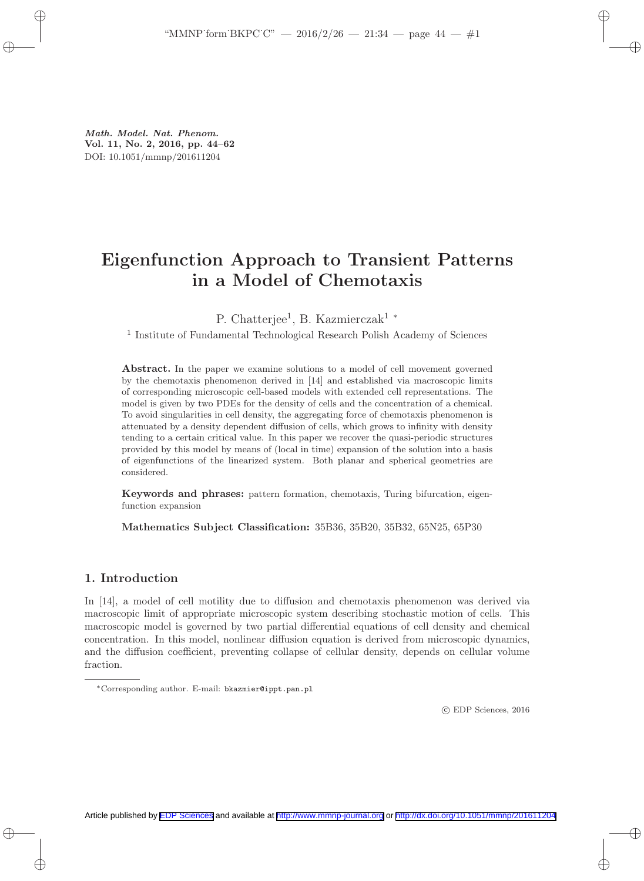*Math. Model. Nat. Phenom.*
**Vol. 11, No. 2, 2016, pp. 44–62**
DOI: 10.1051/mmnp/201611204

# Eigenfunction Approach to Transient Patterns in a Model of Chemotaxis

P. Chatterjee[1], B. Kazmierczak[1] *

[1] Institute of Fundamental Technological Research Polish Academy of Sciences

**Abstract.** In the paper we examine solutions to a model of cell movement governed by the chemotaxis phenomenon derived in [14] and established via macroscopic limits of corresponding microscopic cell-based models with extended cell representations. The model is given by two PDEs for the density of cells and the concentration of a chemical. To avoid singularities in cell density, the aggregating force of chemotaxis phenomenon is attenuated by a density dependent diffusion of cells, which grows to infinity with density tending to a certain critical value. In this paper we recover the quasi-periodic structures provided by this model by means of (local in time) expansion of the solution into a basis of eigenfunctions of the linearized system. Both planar and spherical geometries are considered.

**Keywords and phrases:** pattern formation, chemotaxis, Turing bifurcation, eigenfunction expansion

**Mathematics Subject Classification:** 35B36, 35B20, 35B32, 65N25, 65P30

## 1. Introduction

In [14], a model of cell motility due to diffusion and chemotaxis phenomenon was derived via macroscopic limit of appropriate microscopic system describing stochastic motion of cells. This macroscopic model is governed by two partial differential equations of cell density and chemical concentration. In this model, nonlinear diffusion equation is derived from microscopic dynamics, and the diffusion coefficient, preventing collapse of cellular density, depends on cellular volume fraction.

*Corresponding author. E-mail: bkazmier@ippt.pan.pl

© EDP Sciences, 2016

Article published by EDP Sciences and available at http://www.mmnp-journal.org or http://dx.doi.org/10.1051/mmnp/201611204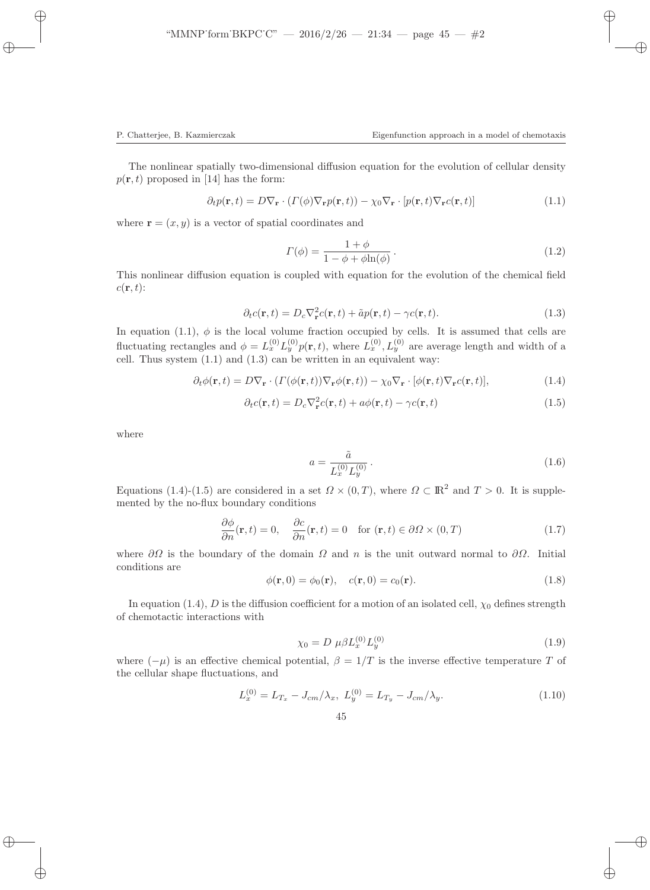The nonlinear spatially two-dimensional diffusion equation for the evolution of cellular density $p(\mathbf{r}, t)$ proposed in [14] has the form:

$$\partial_t p(\mathbf{r}, t) = D\nabla_{\mathbf{r}} \cdot (\Gamma(\phi)\nabla_{\mathbf{r}} p(\mathbf{r}, t)) - \chi_0 \nabla_{\mathbf{r}} \cdot [p(\mathbf{r}, t)\nabla_{\mathbf{r}} c(\mathbf{r}, t)] \tag{1.1}$$

where $\mathbf{r} = (x, y)$ is a vector of spatial coordinates and

$$\Gamma(\phi) = \frac{1 + \phi}{1 - \phi + \phi \ln(\phi)} \, . \tag{1.2}$$

This nonlinear diffusion equation is coupled with equation for the evolution of the chemical field $c(\mathbf{r}, t)$:

$$\partial_t c(\mathbf{r}, t) = D_c \nabla^2_{\mathbf{r}} c(\mathbf{r}, t) + \tilde{a} p(\mathbf{r}, t) - \gamma c(\mathbf{r}, t). \tag{1.3}$$

In equation (1.1), $\phi$ is the local volume fraction occupied by cells. It is assumed that cells are fluctuating rectangles and $\phi = L_x^{(0)} L_y^{(0)} p(\mathbf{r}, t)$, where $L_x^{(0)}, L_y^{(0)}$ are average length and width of a cell. Thus system (1.1) and (1.3) can be written in an equivalent way:

$$\partial_t \phi(\mathbf{r}, t) = D\nabla_{\mathbf{r}} \cdot (\Gamma(\phi(\mathbf{r}, t))\nabla_{\mathbf{r}} \phi(\mathbf{r}, t)) - \chi_0 \nabla_{\mathbf{r}} \cdot [\phi(\mathbf{r}, t)\nabla_{\mathbf{r}} c(\mathbf{r}, t)], \tag{1.4}$$

$$\partial_t c(\mathbf{r}, t) = D_c \nabla^2_{\mathbf{r}} c(\mathbf{r}, t) + a\phi(\mathbf{r}, t) - \gamma c(\mathbf{r}, t) \tag{1.5}$$

where

$$a = \frac{\tilde{a}}{L_x^{(0)} L_y^{(0)}} \, . \tag{1.6}$$

Equations (1.4)-(1.5) are considered in a set $\Omega \times (0, T)$, where $\Omega \subset \mathbb{R}^2$ and $T > 0$. It is supplemented by the no-flux boundary conditions

$$\frac{\partial \phi}{\partial n}(\mathbf{r}, t) = 0, \quad \frac{\partial c}{\partial n}(\mathbf{r}, t) = 0 \quad \text{for } (\mathbf{r}, t) \in \partial\Omega \times (0, T) \tag{1.7}$$

where $\partial\Omega$ is the boundary of the domain $\Omega$ and $n$ is the unit outward normal to $\partial\Omega$. Initial conditions are

$$\phi(\mathbf{r}, 0) = \phi_0(\mathbf{r}), \quad c(\mathbf{r}, 0) = c_0(\mathbf{r}). \tag{1.8}$$

In equation (1.4), $D$ is the diffusion coefficient for a motion of an isolated cell, $\chi_0$ defines strength of chemotactic interactions with

$$\chi_0 = D \; \mu\beta L_x^{(0)} L_y^{(0)} \tag{1.9}$$

where $(-\mu)$ is an effective chemical potential, $\beta = 1/T$ is the inverse effective temperature $T$ of the cellular shape fluctuations, and

$$L_x^{(0)} = L_{T_x} - J_{cm}/\lambda_x, \; L_y^{(0)} = L_{T_y} - J_{cm}/\lambda_y. \tag{1.10}$$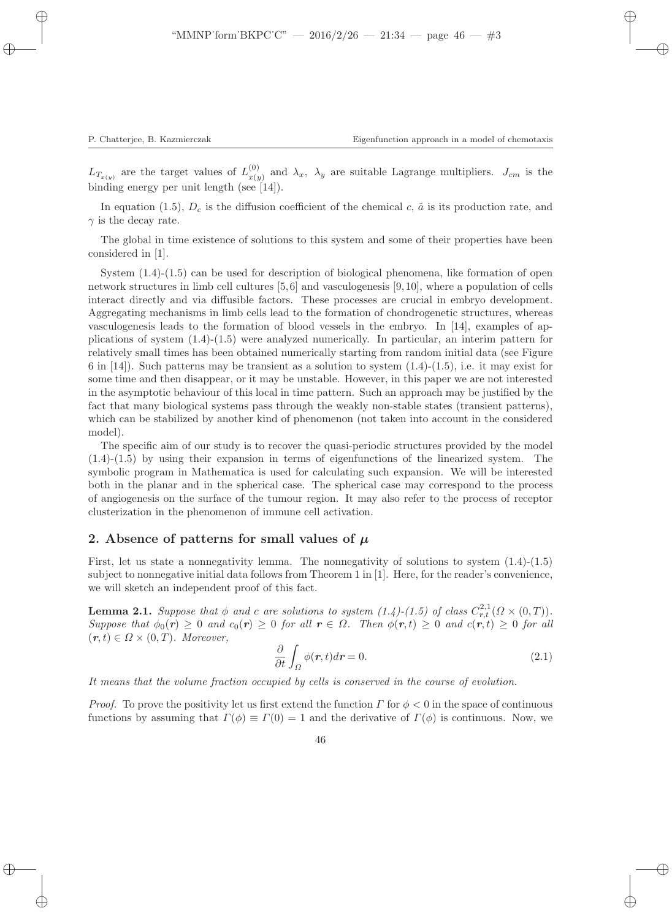$L_{T_{x(y)}}$ are the target values of $L^{(0)}_{x(y)}$ and $\lambda_x$, $\lambda_y$ are suitable Lagrange multipliers. $J_{cm}$ is the binding energy per unit length (see [14]).

In equation (1.5), $D_c$ is the diffusion coefficient of the chemical $c$, $\tilde{a}$ is its production rate, and $\gamma$ is the decay rate.

The global in time existence of solutions to this system and some of their properties have been considered in [1].

System (1.4)-(1.5) can be used for description of biological phenomena, like formation of open network structures in limb cell cultures [5,6] and vasculogenesis [9,10], where a population of cells interact directly and via diffusible factors. These processes are crucial in embryo development. Aggregating mechanisms in limb cells lead to the formation of chondrogenetic structures, whereas vasculogenesis leads to the formation of blood vessels in the embryo. In [14], examples of applications of system (1.4)-(1.5) were analyzed numerically. In particular, an interim pattern for relatively small times has been obtained numerically starting from random initial data (see Figure 6 in [14]). Such patterns may be transient as a solution to system (1.4)-(1.5), i.e. it may exist for some time and then disappear, or it may be unstable. However, in this paper we are not interested in the asymptotic behaviour of this local in time pattern. Such an approach may be justified by the fact that many biological systems pass through the weakly non-stable states (transient patterns), which can be stabilized by another kind of phenomenon (not taken into account in the considered model).

The specific aim of our study is to recover the quasi-periodic structures provided by the model (1.4)-(1.5) by using their expansion in terms of eigenfunctions of the linearized system. The symbolic program in Mathematica is used for calculating such expansion. We will be interested both in the planar and in the spherical case. The spherical case may correspond to the process of angiogenesis on the surface of the tumour region. It may also refer to the process of receptor clusterization in the phenomenon of immune cell activation.

## 2. Absence of patterns for small values of $\mu$

First, let us state a nonnegativity lemma. The nonnegativity of solutions to system (1.4)-(1.5) subject to nonnegative initial data follows from Theorem 1 in [1]. Here, for the reader's convenience, we will sketch an independent proof of this fact.

**Lemma 2.1.** *Suppose that $\phi$ and $c$ are solutions to system (1.4)-(1.5) of class $C^{2,1}_{r,t}(\Omega \times (0,T))$. Suppose that $\phi_0(\boldsymbol{r}) \geq 0$ and $c_0(\boldsymbol{r}) \geq 0$ for all $\boldsymbol{r} \in \Omega$. Then $\phi(\boldsymbol{r},t) \geq 0$ and $c(\boldsymbol{r},t) \geq 0$ for all $(\boldsymbol{r},t) \in \Omega \times (0,T)$. Moreover,*

$$\frac{\partial}{\partial t}\int_{\Omega} \phi(\boldsymbol{r},t)d\boldsymbol{r} = 0. \tag{2.1}$$

*It means that the volume fraction occupied by cells is conserved in the course of evolution.*

*Proof.* To prove the positivity let us first extend the function $\Gamma$ for $\phi < 0$ in the space of continuous functions by assuming that $\Gamma(\phi) \equiv \Gamma(0) = 1$ and the derivative of $\Gamma(\phi)$ is continuous. Now, we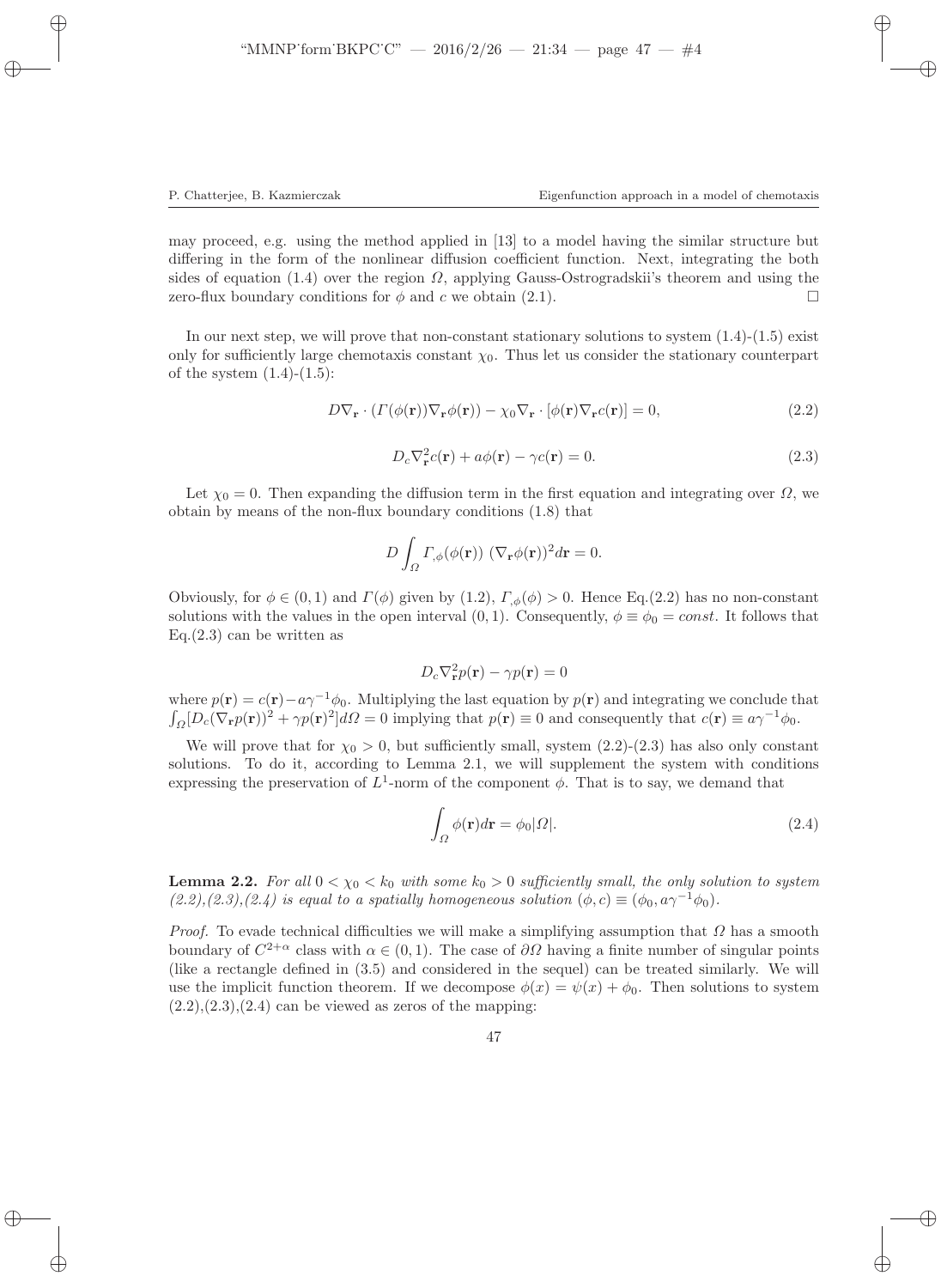may proceed, e.g. using the method applied in [13] to a model having the similar structure but differing in the form of the nonlinear diffusion coefficient function. Next, integrating the both sides of equation (1.4) over the region $\Omega$, applying Gauss-Ostrogradskii's theorem and using the zero-flux boundary conditions for $\phi$ and $c$ we obtain (2.1). □

In our next step, we will prove that non-constant stationary solutions to system (1.4)-(1.5) exist only for sufficiently large chemotaxis constant $\chi_0$. Thus let us consider the stationary counterpart of the system (1.4)-(1.5):

$$D\nabla_{\mathbf{r}} \cdot (\Gamma(\phi(\mathbf{r}))\nabla_{\mathbf{r}}\phi(\mathbf{r})) - \chi_0 \nabla_{\mathbf{r}} \cdot [\phi(\mathbf{r})\nabla_{\mathbf{r}} c(\mathbf{r})] = 0, \tag{2.2}$$

$$D_c \nabla^2_{\mathbf{r}} c(\mathbf{r}) + a\phi(\mathbf{r}) - \gamma c(\mathbf{r}) = 0. \tag{2.3}$$

Let $\chi_0 = 0$. Then expanding the diffusion term in the first equation and integrating over $\Omega$, we obtain by means of the non-flux boundary conditions (1.8) that

$$D \int_{\Omega} \Gamma_{,\phi}(\phi(\mathbf{r}))\ (\nabla_{\mathbf{r}}\phi(\mathbf{r}))^2 d\mathbf{r} = 0.$$

Obviously, for $\phi \in (0, 1)$ and $\Gamma(\phi)$ given by (1.2), $\Gamma_{,\phi}(\phi) > 0$. Hence Eq.(2.2) has no non-constant solutions with the values in the open interval $(0, 1)$. Consequently, $\phi \equiv \phi_0 = const$. It follows that Eq.(2.3) can be written as

$$D_c \nabla^2_{\mathbf{r}} p(\mathbf{r}) - \gamma p(\mathbf{r}) = 0$$

where $p(\mathbf{r}) = c(\mathbf{r}) - a\gamma^{-1}\phi_0$. Multiplying the last equation by $p(\mathbf{r})$ and integrating we conclude that $\int_{\Omega}[D_c(\nabla_{\mathbf{r}} p(\mathbf{r}))^2 + \gamma p(\mathbf{r})^2] d\Omega = 0$ implying that $p(\mathbf{r}) \equiv 0$ and consequently that $c(\mathbf{r}) \equiv a\gamma^{-1}\phi_0$.

We will prove that for $\chi_0 > 0$, but sufficiently small, system (2.2)-(2.3) has also only constant solutions. To do it, according to Lemma 2.1, we will supplement the system with conditions expressing the preservation of $L^1$-norm of the component $\phi$. That is to say, we demand that

$$\int_{\Omega} \phi(\mathbf{r}) d\mathbf{r} = \phi_0 |\Omega|. \tag{2.4}$$

**Lemma 2.2.** *For all $0 < \chi_0 < k_0$ with some $k_0 > 0$ sufficiently small, the only solution to system (2.2),(2.3),(2.4) is equal to a spatially homogeneous solution $(\phi, c) \equiv (\phi_0, a\gamma^{-1}\phi_0)$.*

*Proof.* To evade technical difficulties we will make a simplifying assumption that $\Omega$ has a smooth boundary of $C^{2+\alpha}$ class with $\alpha \in (0, 1)$. The case of $\partial\Omega$ having a finite number of singular points (like a rectangle defined in (3.5) and considered in the sequel) can be treated similarly. We will use the implicit function theorem. If we decompose $\phi(x) = \psi(x) + \phi_0$. Then solutions to system (2.2),(2.3),(2.4) can be viewed as zeros of the mapping: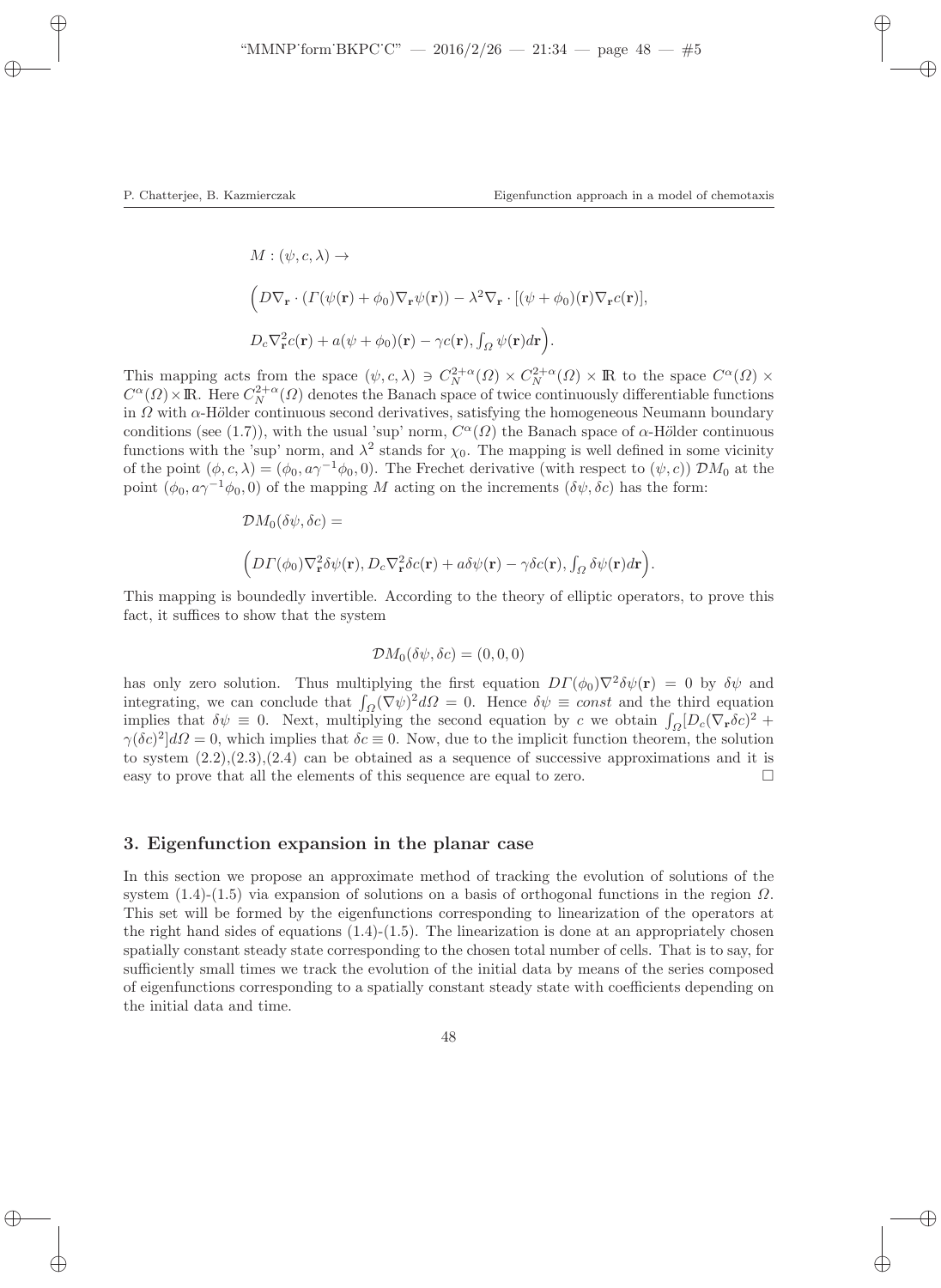$$
\begin{aligned}
&M : (\psi, c, \lambda) \rightarrow \\
&\Big( D\nabla_{\mathbf{r}} \cdot (\Gamma(\psi(\mathbf{r}) + \phi_0)\nabla_{\mathbf{r}}\psi(\mathbf{r})) - \lambda^2 \nabla_{\mathbf{r}} \cdot [(\psi + \phi_0)(\mathbf{r})\nabla_{\mathbf{r}} c(\mathbf{r})], \\
&D_c \nabla^2_{\mathbf{r}} c(\mathbf{r}) + a(\psi + \phi_0)(\mathbf{r}) - \gamma c(\mathbf{r}), \textstyle\int_{\Omega} \psi(\mathbf{r}) d\mathbf{r} \Big).
\end{aligned}
$$

This mapping acts from the space $(\psi, c, \lambda) \ni C^{2+\alpha}_N(\Omega) \times C^{2+\alpha}_N(\Omega) \times \mathbb{R}$ to the space $C^{\alpha}(\Omega) \times C^{\alpha}(\Omega) \times \mathbb{R}$. Here $C^{2+\alpha}_N(\Omega)$ denotes the Banach space of twice continuously differentiable functions in $\Omega$ with $\alpha$-Hölder continuous second derivatives, satisfying the homogeneous Neumann boundary conditions (see (1.7)), with the usual 'sup' norm, $C^{\alpha}(\Omega)$ the Banach space of $\alpha$-Hölder continuous functions with the 'sup' norm, and $\lambda^2$ stands for $\chi_0$. The mapping is well defined in some vicinity of the point $(\phi, c, \lambda) = (\phi_0, a\gamma^{-1}\phi_0, 0)$. The Frechet derivative (with respect to $(\psi, c)$) $\mathcal{D}M_0$ at the point $(\phi_0, a\gamma^{-1}\phi_0, 0)$ of the mapping $M$ acting on the increments $(\delta\psi, \delta c)$ has the form:

$$
\begin{aligned}
&\mathcal{D}M_0(\delta\psi, \delta c) = \\
&\Big( D\Gamma(\phi_0)\nabla^2_{\mathbf{r}}\delta\psi(\mathbf{r}), D_c \nabla^2_{\mathbf{r}} \delta c(\mathbf{r}) + a\delta\psi(\mathbf{r}) - \gamma\delta c(\mathbf{r}), \textstyle\int_{\Omega} \delta\psi(\mathbf{r}) d\mathbf{r} \Big).
\end{aligned}
$$

This mapping is boundedly invertible. According to the theory of elliptic operators, to prove this fact, it suffices to show that the system

$$
\mathcal{D}M_0(\delta\psi, \delta c) = (0, 0, 0)
$$

has only zero solution. Thus multiplying the first equation $D\Gamma(\phi_0)\nabla^2\delta\psi(\mathbf{r}) = 0$ by $\delta\psi$ and integrating, we can conclude that $\int_{\Omega}(\nabla\psi)^2 d\Omega = 0$. Hence $\delta\psi \equiv const$ and the third equation implies that $\delta\psi \equiv 0$. Next, multiplying the second equation by $c$ we obtain $\int_{\Omega}[D_c(\nabla_{\mathbf{r}}\delta c)^2 + \gamma(\delta c)^2]d\Omega = 0$, which implies that $\delta c \equiv 0$. Now, due to the implicit function theorem, the solution to system (2.2),(2.3),(2.4) can be obtained as a sequence of successive approximations and it is easy to prove that all the elements of this sequence are equal to zero. □

## 3. Eigenfunction expansion in the planar case

In this section we propose an approximate method of tracking the evolution of solutions of the system (1.4)-(1.5) via expansion of solutions on a basis of orthogonal functions in the region $\Omega$. This set will be formed by the eigenfunctions corresponding to linearization of the operators at the right hand sides of equations (1.4)-(1.5). The linearization is done at an appropriately chosen spatially constant steady state corresponding to the chosen total number of cells. That is to say, for sufficiently small times we track the evolution of the initial data by means of the series composed of eigenfunctions corresponding to a spatially constant steady state with coefficients depending on the initial data and time.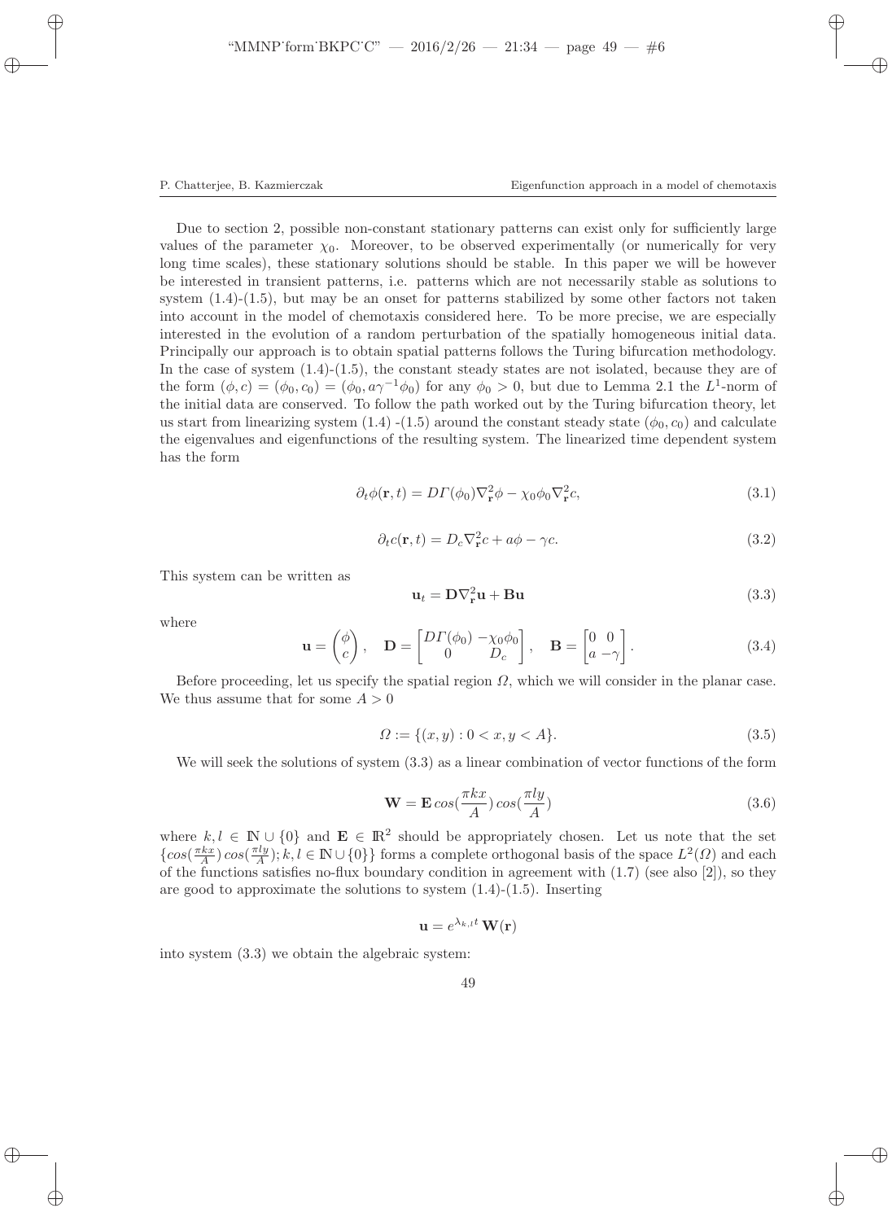Due to section 2, possible non-constant stationary patterns can exist only for sufficiently large values of the parameter $\chi_0$. Moreover, to be observed experimentally (or numerically for very long time scales), these stationary solutions should be stable. In this paper we will be however be interested in transient patterns, i.e. patterns which are not necessarily stable as solutions to system (1.4)-(1.5), but may be an onset for patterns stabilized by some other factors not taken into account in the model of chemotaxis considered here. To be more precise, we are especially interested in the evolution of a random perturbation of the spatially homogeneous initial data. Principally our approach is to obtain spatial patterns follows the Turing bifurcation methodology. In the case of system (1.4)-(1.5), the constant steady states are not isolated, because they are of the form $(\phi, c) = (\phi_0, c_0) = (\phi_0, a\gamma^{-1}\phi_0)$ for any $\phi_0 > 0$, but due to Lemma 2.1 the $L^1$-norm of the initial data are conserved. To follow the path worked out by the Turing bifurcation theory, let us start from linearizing system (1.4) -(1.5) around the constant steady state $(\phi_0, c_0)$ and calculate the eigenvalues and eigenfunctions of the resulting system. The linearized time dependent system has the form

$$\partial_t \phi(\mathbf{r}, t) = D\Gamma(\phi_0)\nabla^2_{\mathbf{r}}\phi - \chi_0\phi_0\nabla^2_{\mathbf{r}}c, \tag{3.1}$$

$$\partial_t c(\mathbf{r}, t) = D_c\nabla^2_{\mathbf{r}}c + a\phi - \gamma c. \tag{3.2}$$

This system can be written as

$$\mathbf{u}_t = \mathbf{D}\nabla^2_{\mathbf{r}}\mathbf{u} + \mathbf{B}\mathbf{u} \tag{3.3}$$

where

$$\mathbf{u} = \begin{pmatrix} \phi \\ c \end{pmatrix}, \quad \mathbf{D} = \begin{bmatrix} D\Gamma(\phi_0) & -\chi_0\phi_0 \\ 0 & D_c \end{bmatrix}, \quad \mathbf{B} = \begin{bmatrix} 0 & 0 \\ a & -\gamma \end{bmatrix}. \tag{3.4}$$

Before proceeding, let us specify the spatial region $\Omega$, which we will consider in the planar case. We thus assume that for some $A > 0$

$$\Omega := \{(x, y) : 0 < x, y < A\}. \tag{3.5}$$

We will seek the solutions of system (3.3) as a linear combination of vector functions of the form

$$\mathbf{W} = \mathbf{E}\, cos(\frac{\pi k x}{A})\, cos(\frac{\pi l y}{A}) \tag{3.6}$$

where $k, l \in \mathbb{N} \cup \{0\}$ and $\mathbf{E} \in \mathbb{R}^2$ should be appropriately chosen. Let us note that the set $\{cos(\frac{\pi k x}{A})\, cos(\frac{\pi l y}{A}); k, l \in \mathbb{N} \cup \{0\}\}$ forms a complete orthogonal basis of the space $L^2(\Omega)$ and each of the functions satisfies no-flux boundary condition in agreement with (1.7) (see also [2]), so they are good to approximate the solutions to system (1.4)-(1.5). Inserting

$$\mathbf{u} = e^{\lambda_{k,l} t}\, \mathbf{W}(\mathbf{r})$$

into system (3.3) we obtain the algebraic system: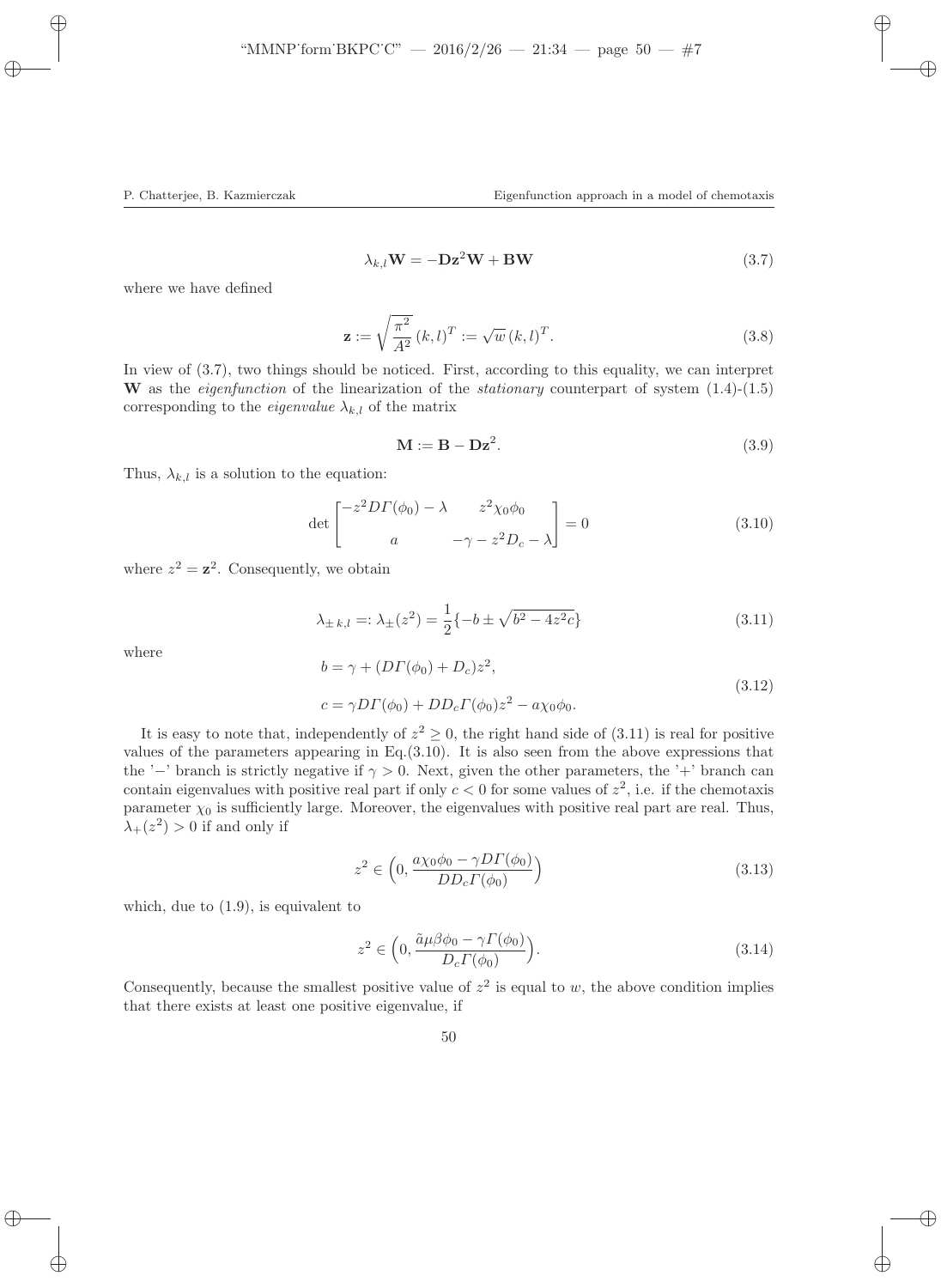$$\lambda_{k,l}\mathbf{W} = -\mathbf{D}\mathbf{z}^2\mathbf{W} + \mathbf{B}\mathbf{W} \tag{3.7}$$

where we have defined

$$\mathbf{z} := \sqrt{\frac{\pi^2}{A^2}}\,(k,l)^T := \sqrt{w}\,(k,l)^T. \tag{3.8}$$

In view of (3.7), two things should be noticed. First, according to this equality, we can interpret $\mathbf{W}$ as the *eigenfunction* of the linearization of the *stationary* counterpart of system (1.4)-(1.5) corresponding to the *eigenvalue* $\lambda_{k,l}$ of the matrix

$$\mathbf{M} := \mathbf{B} - \mathbf{D}\mathbf{z}^2. \tag{3.9}$$

Thus, $\lambda_{k,l}$ is a solution to the equation:

$$\det\begin{bmatrix} -z^2 D\Gamma(\phi_0) - \lambda & z^2\chi_0\phi_0 \\ a & -\gamma - z^2 D_c - \lambda \end{bmatrix} = 0 \tag{3.10}$$

where $z^2 = \mathbf{z}^2$. Consequently, we obtain

$$\lambda_{\pm\,k,l} =: \lambda_{\pm}(z^2) = \frac{1}{2}\{-b \pm \sqrt{b^2 - 4z^2 c}\} \tag{3.11}$$

where

$$\begin{aligned} b &= \gamma + (D\Gamma(\phi_0) + D_c)z^2, \\ c &= \gamma D\Gamma(\phi_0) + DD_c\Gamma(\phi_0)z^2 - a\chi_0\phi_0. \end{aligned} \tag{3.12}$$

It is easy to note that, independently of $z^2 \geq 0$, the right hand side of (3.11) is real for positive values of the parameters appearing in Eq.(3.10). It is also seen from the above expressions that the '$-$' branch is strictly negative if $\gamma > 0$. Next, given the other parameters, the '+' branch can contain eigenvalues with positive real part if only $c < 0$ for some values of $z^2$, i.e. if the chemotaxis parameter $\chi_0$ is sufficiently large. Moreover, the eigenvalues with positive real part are real. Thus, $\lambda_+(z^2) > 0$ if and only if

$$z^2 \in \Big(0, \frac{a\chi_0\phi_0 - \gamma D\Gamma(\phi_0)}{DD_c\Gamma(\phi_0)}\Big) \tag{3.13}$$

which, due to (1.9), is equivalent to

$$z^2 \in \Big(0, \frac{\tilde{a}\mu\beta\phi_0 - \gamma\Gamma(\phi_0)}{D_c\Gamma(\phi_0)}\Big). \tag{3.14}$$

Consequently, because the smallest positive value of $z^2$ is equal to $w$, the above condition implies that there exists at least one positive eigenvalue, if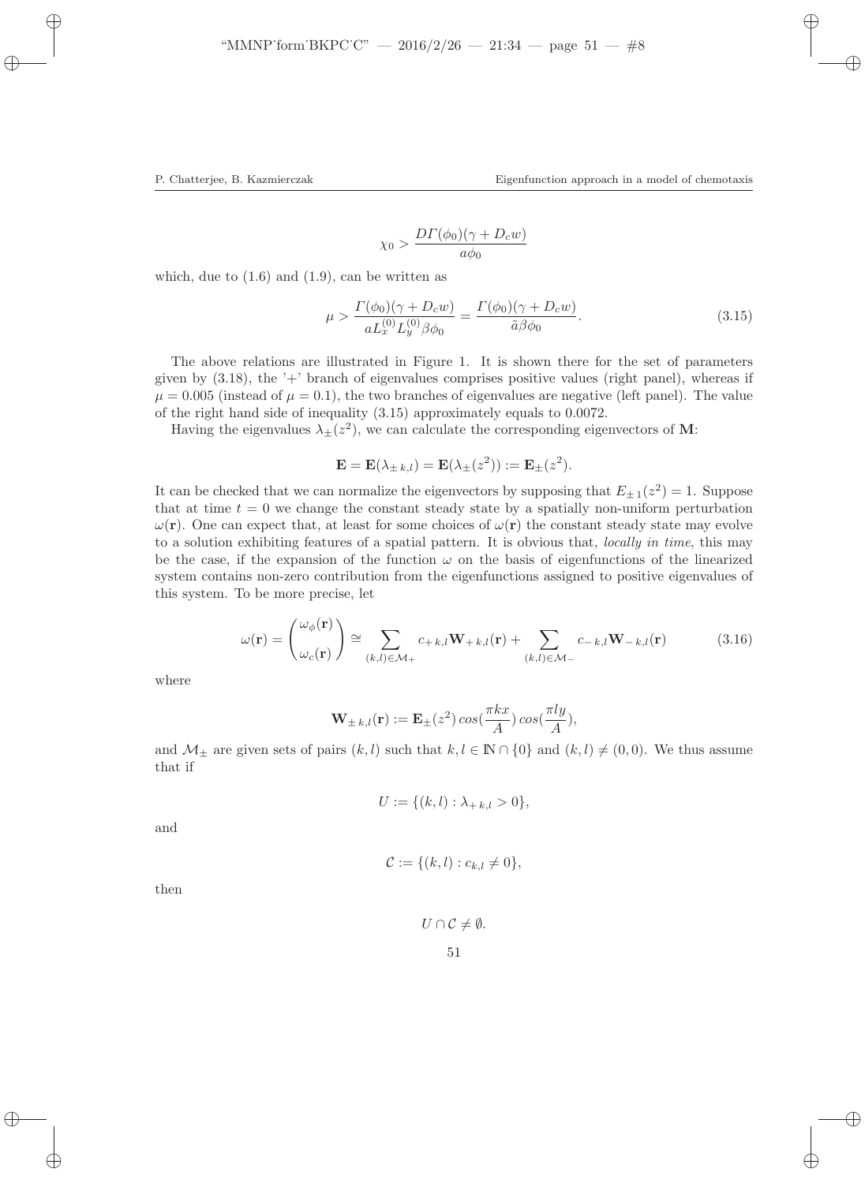$$\chi_0 > \frac{D\Gamma(\phi_0)(\gamma + D_c w)}{a\phi_0}$$

which, due to (1.6) and (1.9), can be written as

$$\mu > \frac{\Gamma(\phi_0)(\gamma + D_c w)}{a L_x^{(0)} L_y^{(0)} \beta \phi_0} = \frac{\Gamma(\phi_0)(\gamma + D_c w)}{\tilde{a}\beta\phi_0}. \tag{3.15}$$

The above relations are illustrated in Figure 1. It is shown there for the set of parameters given by (3.18), the '+' branch of eigenvalues comprises positive values (right panel), whereas if $\mu = 0.005$ (instead of $\mu = 0.1$), the two branches of eigenvalues are negative (left panel). The value of the right hand side of inequality (3.15) approximately equals to 0.0072.

Having the eigenvalues $\lambda_\pm(z^2)$, we can calculate the corresponding eigenvectors of $\mathbf{M}$:

$$\mathbf{E} = \mathbf{E}(\lambda_{\pm\, k,l}) = \mathbf{E}(\lambda_\pm(z^2)) := \mathbf{E}_\pm(z^2).$$

It can be checked that we can normalize the eigenvectors by supposing that $E_{\pm\,1}(z^2) = 1$. Suppose that at time $t = 0$ we change the constant steady state by a spatially non-uniform perturbation $\omega(\mathbf{r})$. One can expect that, at least for some choices of $\omega(\mathbf{r})$ the constant steady state may evolve to a solution exhibiting features of a spatial pattern. It is obvious that, *locally in time*, this may be the case, if the expansion of the function $\omega$ on the basis of eigenfunctions of the linearized system contains non-zero contribution from the eigenfunctions assigned to positive eigenvalues of this system. To be more precise, let

$$\omega(\mathbf{r}) = \begin{pmatrix} \omega_\phi(\mathbf{r}) \\ \omega_c(\mathbf{r}) \end{pmatrix} \cong \sum_{(k,l)\in\mathcal{M}_+} c_{+\,k,l}\mathbf{W}_{+\,k,l}(\mathbf{r}) + \sum_{(k,l)\in\mathcal{M}_-} c_{-\,k,l}\mathbf{W}_{-\,k,l}(\mathbf{r}) \tag{3.16}$$

where

$$\mathbf{W}_{\pm\,k,l}(\mathbf{r}) := \mathbf{E}_\pm(z^2)\, cos(\frac{\pi k x}{A})\, cos(\frac{\pi l y}{A}),$$

and $\mathcal{M}_\pm$ are given sets of pairs $(k,l)$ such that $k, l \in \mathbb{N} \cap \{0\}$ and $(k,l) \neq (0,0)$. We thus assume that if

$$U := \{(k,l) : \lambda_{+\,k,l} > 0\},$$

and

$$\mathcal{C} := \{(k,l) : c_{k,l} \neq 0\},$$

then

$$U \cap \mathcal{C} \neq \emptyset.$$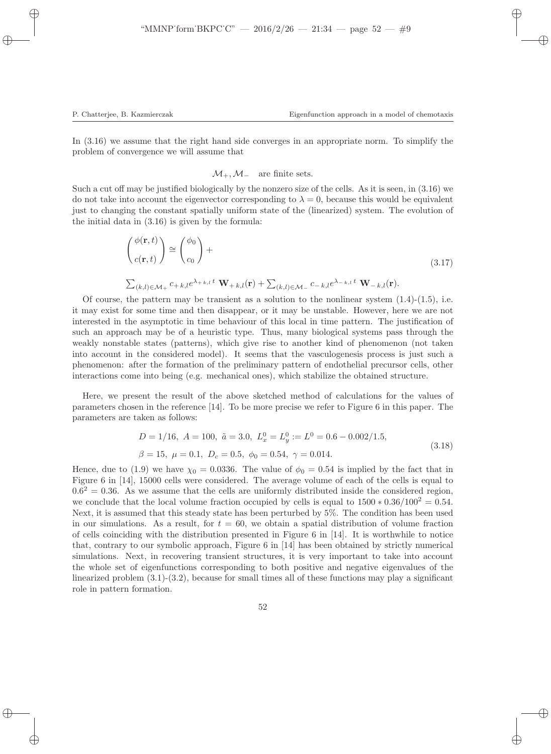In (3.16) we assume that the right hand side converges in an appropriate norm. To simplify the problem of convergence we will assume that

$$\mathcal{M}_+, \mathcal{M}_- \quad \text{are finite sets.}$$

Such a cut off may be justified biologically by the nonzero size of the cells. As it is seen, in (3.16) we do not take into account the eigenvector corresponding to $\lambda = 0$, because this would be equivalent just to changing the constant spatially uniform state of the (linearized) system. The evolution of the initial data in (3.16) is given by the formula:

$$\begin{pmatrix} \phi(\mathbf{r}, t) \\ c(\mathbf{r}, t) \end{pmatrix} \cong \begin{pmatrix} \phi_0 \\ c_0 \end{pmatrix} + \tag{3.17}$$

$$\sum_{(k,l)\in\mathcal{M}_+} c_{+\,k,l} e^{\lambda_{+\,k,l}\, t}\; \mathbf{W}_{+\,k,l}(\mathbf{r}) + \sum_{(k,l)\in\mathcal{M}_-} c_{-\,k,l} e^{\lambda_{-\,k,l}\, t}\; \mathbf{W}_{-\,k,l}(\mathbf{r}).$$

Of course, the pattern may be transient as a solution to the nonlinear system (1.4)-(1.5), i.e. it may exist for some time and then disappear, or it may be unstable. However, here we are not interested in the asymptotic in time behaviour of this local in time pattern. The justification of such an approach may be of a heuristic type. Thus, many biological systems pass through the weakly nonstable states (patterns), which give rise to another kind of phenomenon (not taken into account in the considered model). It seems that the vasculogenesis process is just such a phenomenon: after the formation of the preliminary pattern of endothelial precursor cells, other interactions come into being (e.g. mechanical ones), which stabilize the obtained structure.

Here, we present the result of the above sketched method of calculations for the values of parameters chosen in the reference [14]. To be more precise we refer to Figure 6 in this paper. The parameters are taken as follows:

$$\begin{aligned} &D = 1/16,\ A = 100,\ \tilde{a} = 3.0,\ L_x^0 = L_y^0 := L^0 = 0.6 - 0.002/1.5, \\ &\beta = 15,\ \mu = 0.1,\ D_c = 0.5,\ \phi_0 = 0.54,\ \gamma = 0.014. \end{aligned} \tag{3.18}$$

Hence, due to (1.9) we have $\chi_0 = 0.0336$. The value of $\phi_0 = 0.54$ is implied by the fact that in Figure 6 in [14], 15000 cells were considered. The average volume of each of the cells is equal to $0.6^2 = 0.36$. As we assume that the cells are uniformly distributed inside the considered region, we conclude that the local volume fraction occupied by cells is equal to $1500 * 0.36/100^2 = 0.54$. Next, it is assumed that this steady state has been perturbed by 5%. The condition has been used in our simulations. As a result, for $t = 60$, we obtain a spatial distribution of volume fraction of cells coinciding with the distribution presented in Figure 6 in [14]. It is worthwhile to notice that, contrary to our symbolic approach, Figure 6 in [14] has been obtained by strictly numerical simulations. Next, in recovering transient structures, it is very important to take into account the whole set of eigenfunctions corresponding to both positive and negative eigenvalues of the linearized problem (3.1)-(3.2), because for small times all of these functions may play a significant role in pattern formation.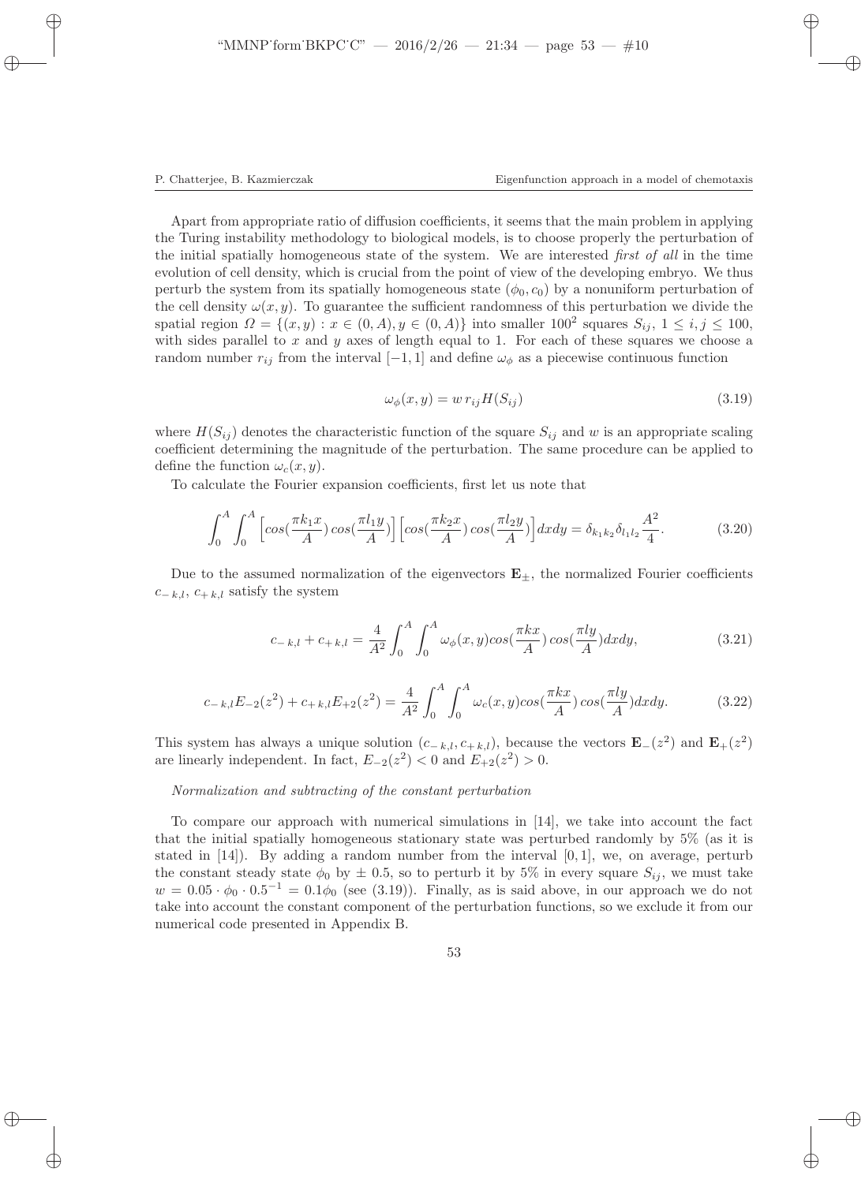Apart from appropriate ratio of diffusion coefficients, it seems that the main problem in applying the Turing instability methodology to biological models, is to choose properly the perturbation of the initial spatially homogeneous state of the system. We are interested *first of all* in the time evolution of cell density, which is crucial from the point of view of the developing embryo. We thus perturb the system from its spatially homogeneous state $(\phi_0, c_0)$ by a nonuniform perturbation of the cell density $\omega(x,y)$. To guarantee the sufficient randomness of this perturbation we divide the spatial region $\Omega = \{(x,y) : x \in (0,A), y \in (0,A)\}$ into smaller $100^2$ squares $S_{ij}$, $1 \leq i,j \leq 100$, with sides parallel to $x$ and $y$ axes of length equal to 1. For each of these squares we choose a random number $r_{ij}$ from the interval $[-1,1]$ and define $\omega_\phi$ as a piecewise continuous function

$$\omega_\phi(x,y) = w\, r_{ij} H(S_{ij}) \tag{3.19}$$

where $H(S_{ij})$ denotes the characteristic function of the square $S_{ij}$ and $w$ is an appropriate scaling coefficient determining the magnitude of the perturbation. The same procedure can be applied to define the function $\omega_c(x,y)$.

To calculate the Fourier expansion coefficients, first let us note that

$$\int_0^A \int_0^A \Big[ cos(\frac{\pi k_1 x}{A})\, cos(\frac{\pi l_1 y}{A}) \Big] \Big[ cos(\frac{\pi k_2 x}{A})\, cos(\frac{\pi l_2 y}{A}) \Big] dxdy = \delta_{k_1 k_2} \delta_{l_1 l_2} \frac{A^2}{4}. \tag{3.20}$$

Due to the assumed normalization of the eigenvectors $\mathbf{E}_\pm$, the normalized Fourier coefficients $c_{-\,k,l}$, $c_{+\,k,l}$ satisfy the system

$$c_{-\,k,l} + c_{+\,k,l} = \frac{4}{A^2} \int_0^A \int_0^A \omega_\phi(x,y) cos(\frac{\pi k x}{A})\, cos(\frac{\pi l y}{A}) dxdy, \tag{3.21}$$

$$c_{-\,k,l} E_{-2}(z^2) + c_{+\,k,l} E_{+2}(z^2) = \frac{4}{A^2} \int_0^A \int_0^A \omega_c(x,y) cos(\frac{\pi k x}{A})\, cos(\frac{\pi l y}{A}) dxdy. \tag{3.22}$$

This system has always a unique solution $(c_{-\,k,l}, c_{+\,k,l})$, because the vectors $\mathbf{E}_-(z^2)$ and $\mathbf{E}_+(z^2)$ are linearly independent. In fact, $E_{-2}(z^2) < 0$ and $E_{+2}(z^2) > 0$.

*Normalization and subtracting of the constant perturbation*

To compare our approach with numerical simulations in [14], we take into account the fact that the initial spatially homogeneous stationary state was perturbed randomly by 5% (as it is stated in [14]). By adding a random number from the interval $[0,1]$, we, on average, perturb the constant steady state $\phi_0$ by $\pm\, 0.5$, so to perturb it by 5% in every square $S_{ij}$, we must take $w = 0.05 \cdot \phi_0 \cdot 0.5^{-1} = 0.1\phi_0$ (see (3.19)). Finally, as is said above, in our approach we do not take into account the constant component of the perturbation functions, so we exclude it from our numerical code presented in Appendix B.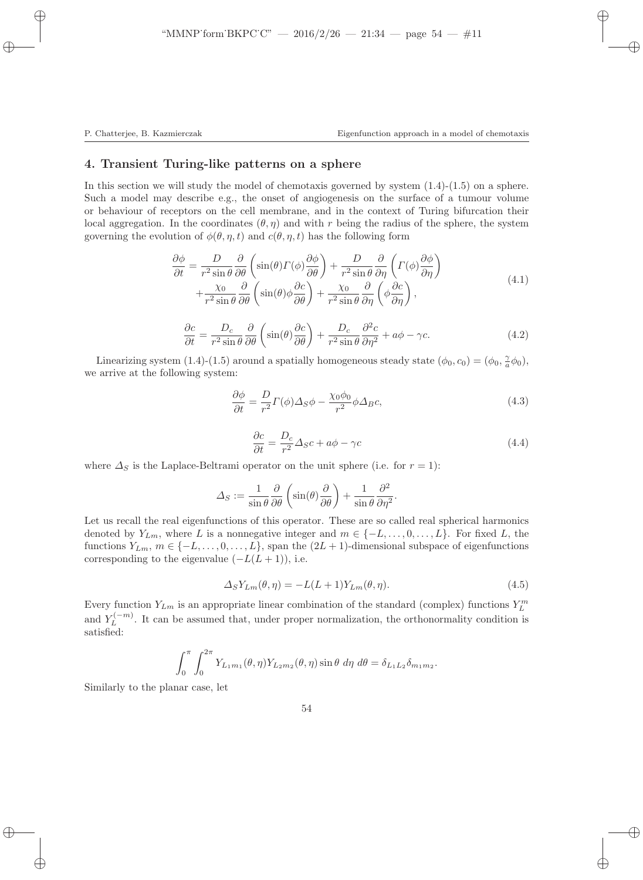## 4. Transient Turing-like patterns on a sphere

In this section we will study the model of chemotaxis governed by system (1.4)-(1.5) on a sphere. Such a model may describe e.g., the onset of angiogenesis on the surface of a tumour volume or behaviour of receptors on the cell membrane, and in the context of Turing bifurcation their local aggregation. In the coordinates $(\theta, \eta)$ and with $r$ being the radius of the sphere, the system governing the evolution of $\phi(\theta, \eta, t)$ and $c(\theta, \eta, t)$ has the following form

$$
\begin{aligned}
\frac{\partial \phi}{\partial t} = &\frac{D}{r^2 \sin\theta} \frac{\partial}{\partial \theta}\left(\sin(\theta) \Gamma(\phi) \frac{\partial \phi}{\partial \theta}\right) + \frac{D}{r^2 \sin\theta} \frac{\partial}{\partial \eta}\left(\Gamma(\phi) \frac{\partial \phi}{\partial \eta}\right) \\
&+ \frac{\chi_0}{r^2 \sin\theta} \frac{\partial}{\partial \theta}\left(\sin(\theta) \phi \frac{\partial c}{\partial \theta}\right) + \frac{\chi_0}{r^2 \sin\theta} \frac{\partial}{\partial \eta}\left(\phi \frac{\partial c}{\partial \eta}\right),
\end{aligned}
\tag{4.1}
$$

$$
\frac{\partial c}{\partial t} = \frac{D_c}{r^2 \sin\theta} \frac{\partial}{\partial \theta}\left(\sin(\theta) \frac{\partial c}{\partial \theta}\right) + \frac{D_c}{r^2 \sin\theta} \frac{\partial^2 c}{\partial \eta^2} + a\phi - \gamma c. \tag{4.2}
$$

Linearizing system (1.4)-(1.5) around a spatially homogeneous steady state $(\phi_0, c_0) = (\phi_0, \frac{\gamma}{a}\phi_0)$, we arrive at the following system:

$$
\frac{\partial \phi}{\partial t} = \frac{D}{r^2} \Gamma(\phi) \Delta_S \phi - \frac{\chi_0 \phi_0}{r^2} \phi \Delta_B c, \tag{4.3}
$$

$$
\frac{\partial c}{\partial t} = \frac{D_c}{r^2} \Delta_S c + a\phi - \gamma c \tag{4.4}
$$

where $\Delta_S$ is the Laplace-Beltrami operator on the unit sphere (i.e. for $r = 1$):

$$
\Delta_S := \frac{1}{\sin\theta} \frac{\partial}{\partial \theta}\left(\sin(\theta) \frac{\partial}{\partial \theta}\right) + \frac{1}{\sin\theta} \frac{\partial^2}{\partial \eta^2}.
$$

Let us recall the real eigenfunctions of this operator. These are so called real spherical harmonics denoted by $Y_{Lm}$, where $L$ is a nonnegative integer and $m \in \{-L, \ldots, 0, \ldots, L\}$. For fixed $L$, the functions $Y_{Lm}$, $m \in \{-L, \ldots, 0, \ldots, L\}$, span the $(2L+1)$-dimensional subspace of eigenfunctions corresponding to the eigenvalue $(-L(L+1))$, i.e.

$$
\Delta_S Y_{Lm}(\theta, \eta) = -L(L+1) Y_{Lm}(\theta, \eta). \tag{4.5}
$$

Every function $Y_{Lm}$ is an appropriate linear combination of the standard (complex) functions $Y_L^m$ and $Y_L^{(-m)}$. It can be assumed that, under proper normalization, the orthonormality condition is satisfied:

$$
\int_0^\pi \int_0^{2\pi} Y_{L_1 m_1}(\theta, \eta) Y_{L_2 m_2}(\theta, \eta) \sin\theta \; d\eta \; d\theta = \delta_{L_1 L_2} \delta_{m_1 m_2}.
$$

Similarly to the planar case, let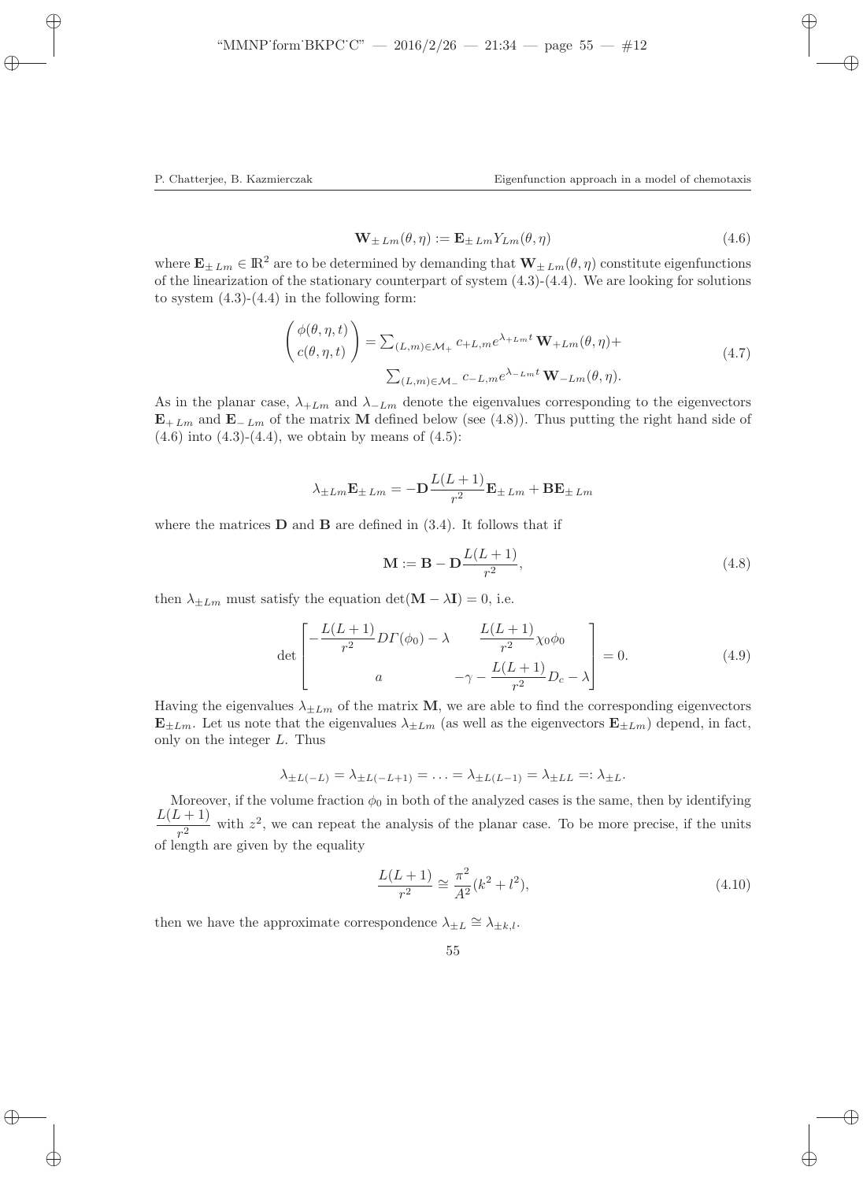$$\mathbf{W}_{\pm Lm}(\theta, \eta) := \mathbf{E}_{\pm Lm} Y_{Lm}(\theta, \eta) \tag{4.6}$$

where $\mathbf{E}_{\pm Lm} \in \mathbb{R}^2$ are to be determined by demanding that $\mathbf{W}_{\pm Lm}(\theta, \eta)$ constitute eigenfunctions of the linearization of the stationary counterpart of system (4.3)-(4.4). We are looking for solutions to system (4.3)-(4.4) in the following form:

$$\begin{pmatrix} \phi(\theta, \eta, t) \\ c(\theta, \eta, t) \end{pmatrix} = \sum_{(L,m)\in\mathcal{M}_+} c_{+L,m} e^{\lambda_{+Lm} t} \mathbf{W}_{+Lm}(\theta, \eta) + \sum_{(L,m)\in\mathcal{M}_-} c_{-L,m} e^{\lambda_{-Lm} t} \mathbf{W}_{-Lm}(\theta, \eta). \tag{4.7}$$

As in the planar case, $\lambda_{+Lm}$ and $\lambda_{-Lm}$ denote the eigenvalues corresponding to the eigenvectors $\mathbf{E}_{+Lm}$ and $\mathbf{E}_{-Lm}$ of the matrix $\mathbf{M}$ defined below (see (4.8)). Thus putting the right hand side of (4.6) into (4.3)-(4.4), we obtain by means of (4.5):

$$\lambda_{\pm Lm} \mathbf{E}_{\pm Lm} = -\mathbf{D} \frac{L(L+1)}{r^2} \mathbf{E}_{\pm Lm} + \mathbf{B} \mathbf{E}_{\pm Lm}$$

where the matrices $\mathbf{D}$ and $\mathbf{B}$ are defined in (3.4). It follows that if

$$\mathbf{M} := \mathbf{B} - \mathbf{D} \frac{L(L+1)}{r^2}, \tag{4.8}$$

then $\lambda_{\pm Lm}$ must satisfy the equation $\det(\mathbf{M} - \lambda \mathbf{I}) = 0$, i.e.

$$\det \begin{bmatrix} -\dfrac{L(L+1)}{r^2} D\Gamma(\phi_0) - \lambda & \dfrac{L(L+1)}{r^2} \chi_0 \phi_0 \\ a & -\gamma - \dfrac{L(L+1)}{r^2} D_c - \lambda \end{bmatrix} = 0. \tag{4.9}$$

Having the eigenvalues $\lambda_{\pm Lm}$ of the matrix $\mathbf{M}$, we are able to find the corresponding eigenvectors $\mathbf{E}_{\pm Lm}$. Let us note that the eigenvalues $\lambda_{\pm Lm}$ (as well as the eigenvectors $\mathbf{E}_{\pm Lm}$) depend, in fact, only on the integer $L$. Thus

$$\lambda_{\pm L(-L)} = \lambda_{\pm L(-L+1)} = \ldots = \lambda_{\pm L(L-1)} = \lambda_{\pm LL} =: \lambda_{\pm L}.$$

Moreover, if the volume fraction $\phi_0$ in both of the analyzed cases is the same, then by identifying $\dfrac{L(L+1)}{r^2}$ with $z^2$, we can repeat the analysis of the planar case. To be more precise, if the units of length are given by the equality

$$\frac{L(L+1)}{r^2} \cong \frac{\pi^2}{A^2}(k^2 + l^2), \tag{4.10}$$

then we have the approximate correspondence $\lambda_{\pm L} \cong \lambda_{\pm k,l}$.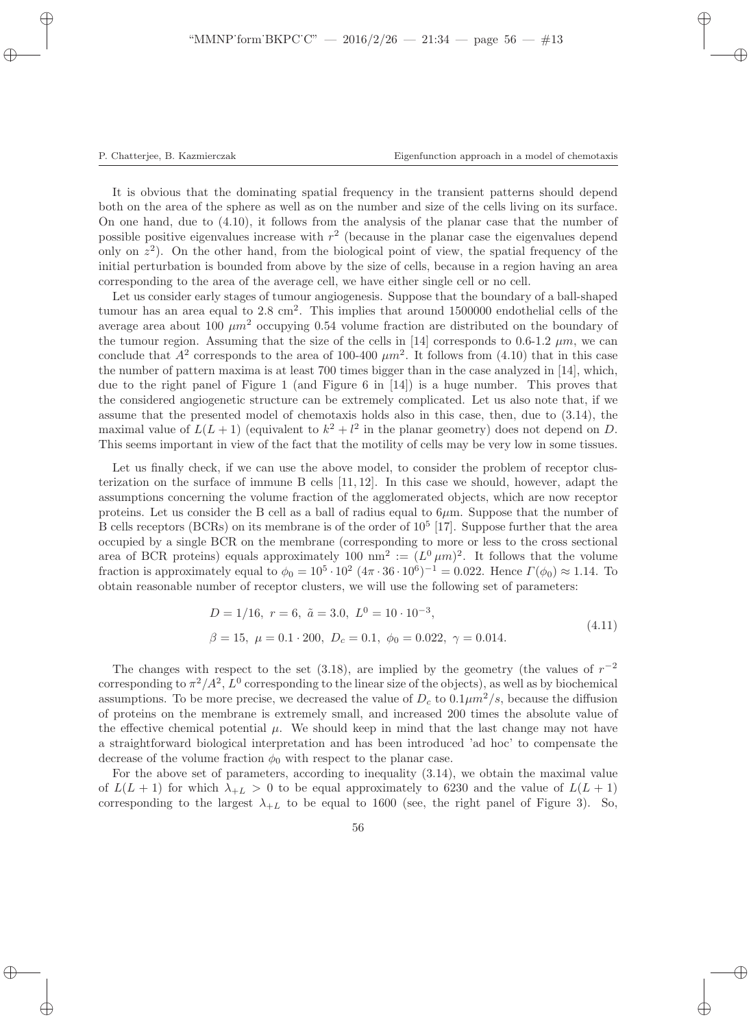It is obvious that the dominating spatial frequency in the transient patterns should depend both on the area of the sphere as well as on the number and size of the cells living on its surface. On one hand, due to (4.10), it follows from the analysis of the planar case that the number of possible positive eigenvalues increase with $r^2$ (because in the planar case the eigenvalues depend only on $z^2$). On the other hand, from the biological point of view, the spatial frequency of the initial perturbation is bounded from above by the size of cells, because in a region having an area corresponding to the area of the average cell, we have either single cell or no cell.

Let us consider early stages of tumour angiogenesis. Suppose that the boundary of a ball-shaped tumour has an area equal to 2.8 $cm^2$. This implies that around 1500000 endothelial cells of the average area about 100 $\mu m^2$ occupying 0.54 volume fraction are distributed on the boundary of the tumour region. Assuming that the size of the cells in [14] corresponds to 0.6-1.2 $\mu m$, we can conclude that $A^2$ corresponds to the area of 100-400 $\mu m^2$. It follows from (4.10) that in this case the number of pattern maxima is at least 700 times bigger than in the case analyzed in [14], which, due to the right panel of Figure 1 (and Figure 6 in [14]) is a huge number. This proves that the considered angiogenetic structure can be extremely complicated. Let us also note that, if we assume that the presented model of chemotaxis holds also in this case, then, due to (3.14), the maximal value of $L(L+1)$ (equivalent to $k^2 + l^2$ in the planar geometry) does not depend on $D$. This seems important in view of the fact that the motility of cells may be very low in some tissues.

Let us finally check, if we can use the above model, to consider the problem of receptor clusterization on the surface of immune B cells [11, 12]. In this case we should, however, adapt the assumptions concerning the volume fraction of the agglomerated objects, which are now receptor proteins. Let us consider the B cell as a ball of radius equal to 6$\mu$m. Suppose that the number of B cells receptors (BCRs) on its membrane is of the order of $10^5$ [17]. Suppose further that the area occupied by a single BCR on the membrane (corresponding to more or less to the cross sectional area of BCR proteins) equals approximately 100 $\text{nm}^2 := (L^0\,\mu m)^2$. It follows that the volume fraction is approximately equal to $\phi_0 = 10^5 \cdot 10^2\,(4\pi \cdot 36 \cdot 10^6)^{-1} = 0.022$. Hence $\Gamma(\phi_0) \approx 1.14$. To obtain reasonable number of receptor clusters, we will use the following set of parameters:

$$
\begin{aligned}
&D = 1/16,\ r = 6,\ \tilde{a} = 3.0,\ L^0 = 10 \cdot 10^{-3},\\
&\beta = 15,\ \mu = 0.1 \cdot 200,\ D_c = 0.1,\ \phi_0 = 0.022,\ \gamma = 0.014.
\end{aligned}
\tag{4.11}
$$

The changes with respect to the set (3.18), are implied by the geometry (the values of $r^{-2}$ corresponding to $\pi^2/A^2$, $L^0$ corresponding to the linear size of the objects), as well as by biochemical assumptions. To be more precise, we decreased the value of $D_c$ to $0.1\mu m^2/s$, because the diffusion of proteins on the membrane is extremely small, and increased 200 times the absolute value of the effective chemical potential $\mu$. We should keep in mind that the last change may not have a straightforward biological interpretation and has been introduced 'ad hoc' to compensate the decrease of the volume fraction $\phi_0$ with respect to the planar case.

For the above set of parameters, according to inequality (3.14), we obtain the maximal value of $L(L+1)$ for which $\lambda_{+L} > 0$ to be equal approximately to 6230 and the value of $L(L+1)$ corresponding to the largest $\lambda_{+L}$ to be equal to 1600 (see, the right panel of Figure 3). So,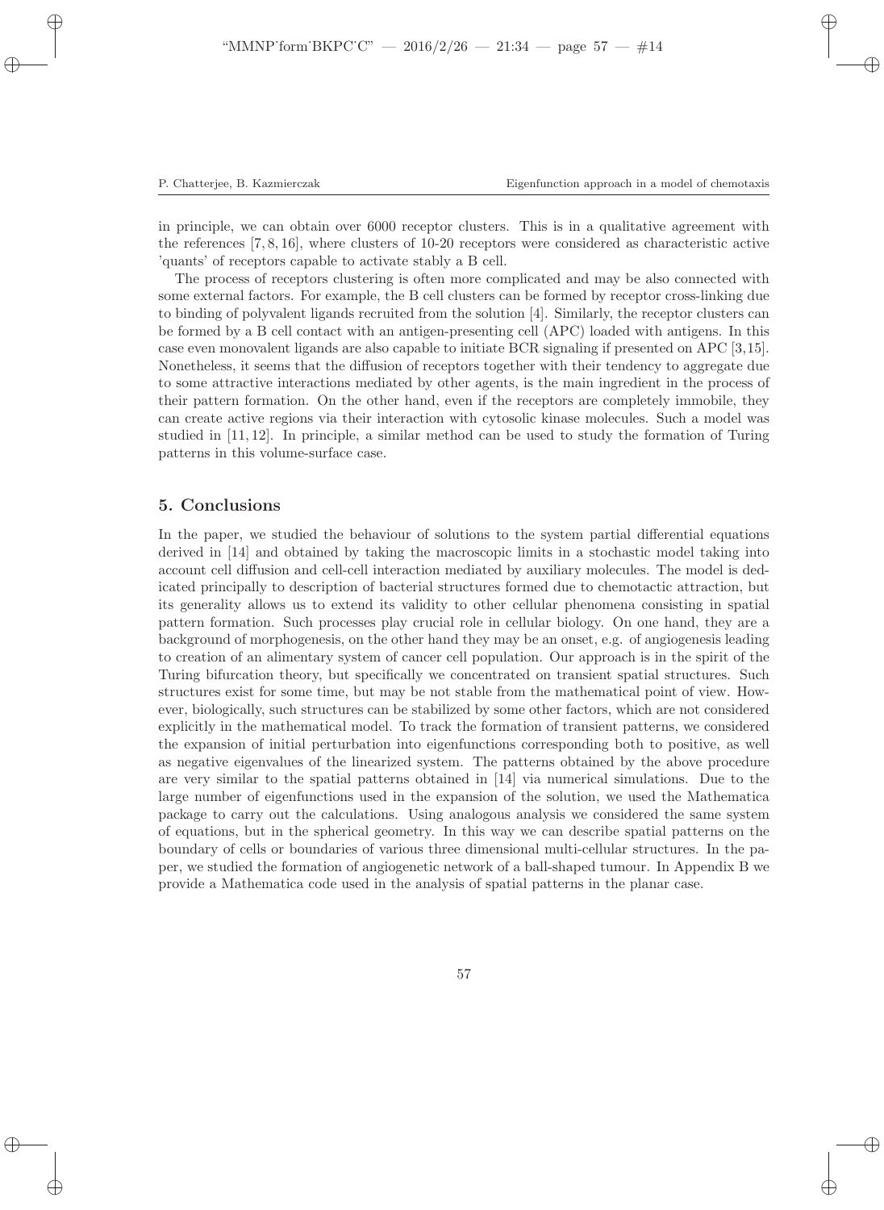in principle, we can obtain over 6000 receptor clusters. This is in a qualitative agreement with the references [7, 8, 16], where clusters of 10-20 receptors were considered as characteristic active 'quants' of receptors capable to activate stably a B cell.

The process of receptors clustering is often more complicated and may be also connected with some external factors. For example, the B cell clusters can be formed by receptor cross-linking due to binding of polyvalent ligands recruited from the solution [4]. Similarly, the receptor clusters can be formed by a B cell contact with an antigen-presenting cell (APC) loaded with antigens. In this case even monovalent ligands are also capable to initiate BCR signaling if presented on APC [3,15]. Nonetheless, it seems that the diffusion of receptors together with their tendency to aggregate due to some attractive interactions mediated by other agents, is the main ingredient in the process of their pattern formation. On the other hand, even if the receptors are completely immobile, they can create active regions via their interaction with cytosolic kinase molecules. Such a model was studied in [11, 12]. In principle, a similar method can be used to study the formation of Turing patterns in this volume-surface case.

## 5. Conclusions

In the paper, we studied the behaviour of solutions to the system partial differential equations derived in [14] and obtained by taking the macroscopic limits in a stochastic model taking into account cell diffusion and cell-cell interaction mediated by auxiliary molecules. The model is dedicated principally to description of bacterial structures formed due to chemotactic attraction, but its generality allows us to extend its validity to other cellular phenomena consisting in spatial pattern formation. Such processes play crucial role in cellular biology. On one hand, they are a background of morphogenesis, on the other hand they may be an onset, e.g. of angiogenesis leading to creation of an alimentary system of cancer cell population. Our approach is in the spirit of the Turing bifurcation theory, but specifically we concentrated on transient spatial structures. Such structures exist for some time, but may be not stable from the mathematical point of view. However, biologically, such structures can be stabilized by some other factors, which are not considered explicitly in the mathematical model. To track the formation of transient patterns, we considered the expansion of initial perturbation into eigenfunctions corresponding both to positive, as well as negative eigenvalues of the linearized system. The patterns obtained by the above procedure are very similar to the spatial patterns obtained in [14] via numerical simulations. Due to the large number of eigenfunctions used in the expansion of the solution, we used the Mathematica package to carry out the calculations. Using analogous analysis we considered the same system of equations, but in the spherical geometry. In this way we can describe spatial patterns on the boundary of cells or boundaries of various three dimensional multi-cellular structures. In the paper, we studied the formation of angiogenetic network of a ball-shaped tumour. In Appendix B we provide a Mathematica code used in the analysis of spatial patterns in the planar case.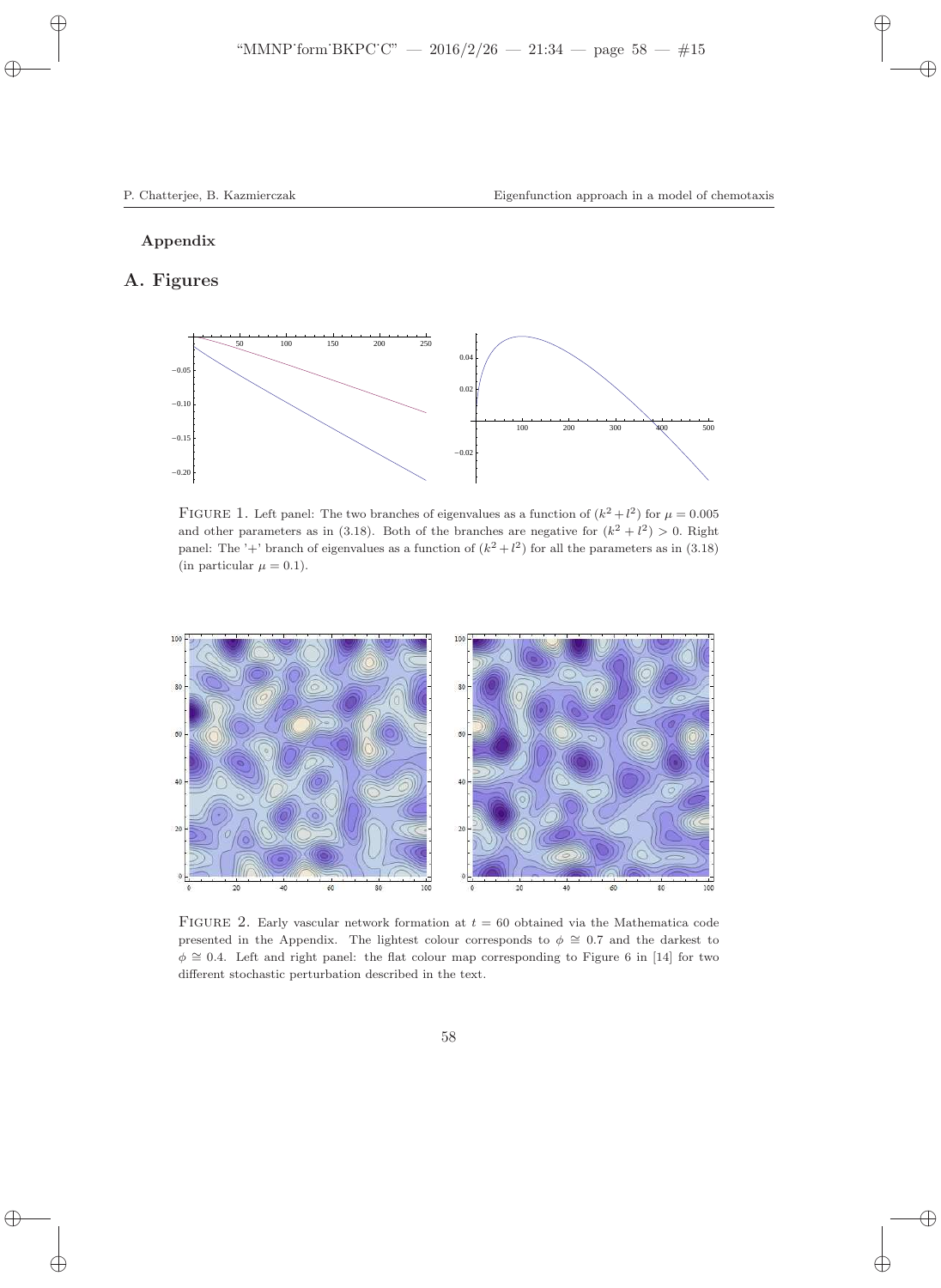**Appendix**

# A. Figures

FIGURE 1. Left panel: The two branches of eigenvalues as a function of $(k^2+l^2)$ for $\mu = 0.005$ and other parameters as in (3.18). Both of the branches are negative for $(k^2+l^2) > 0$. Right panel: The '+' branch of eigenvalues as a function of $(k^2+l^2)$ for all the parameters as in (3.18) (in particular $\mu = 0.1$).

FIGURE 2. Early vascular network formation at $t = 60$ obtained via the Mathematica code presented in the Appendix. The lightest colour corresponds to $\phi \cong 0.7$ and the darkest to $\phi \cong 0.4$. Left and right panel: the flat colour map corresponding to Figure 6 in [14] for two different stochastic perturbation described in the text.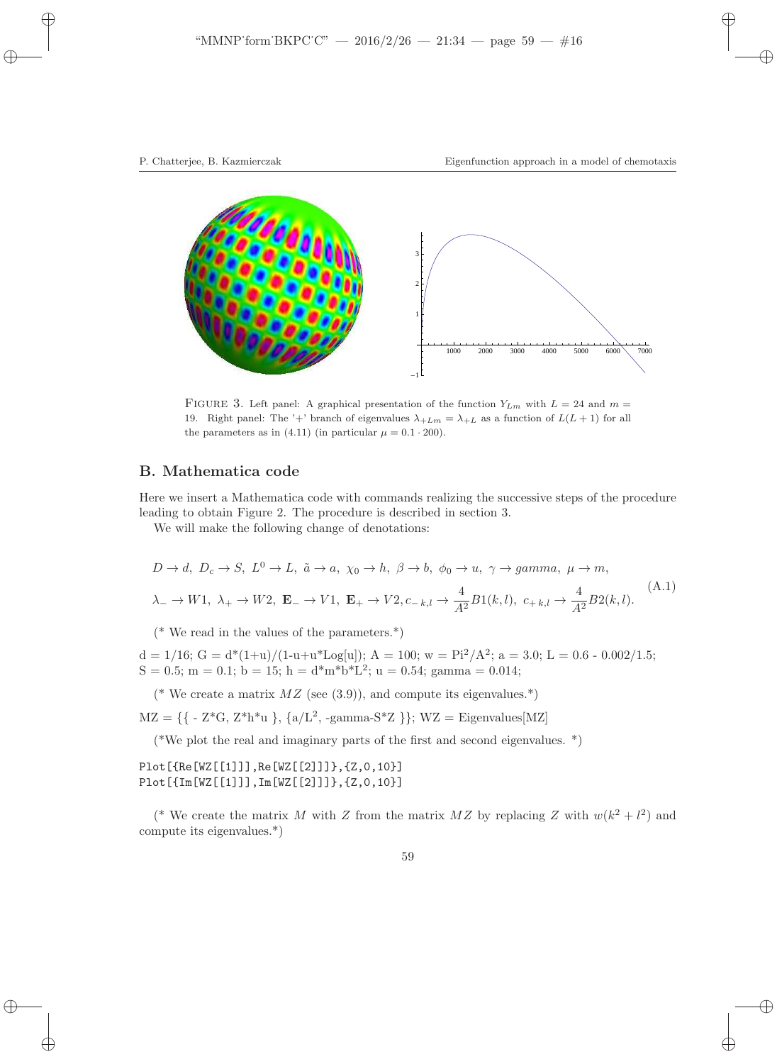FIGURE 3. Left panel: A graphical presentation of the function $Y_{Lm}$ with $L = 24$ and $m = 19$. Right panel: The '+' branch of eigenvalues $\lambda_{+Lm} = \lambda_{+L}$ as a function of $L(L+1)$ for all the parameters as in (4.11) (in particular $\mu = 0.1 \cdot 200$).

## B. Mathematica code

Here we insert a Mathematica code with commands realizing the successive steps of the procedure leading to obtain Figure 2. The procedure is described in section 3.

We will make the following change of denotations:

$$
\begin{gathered}
D \to d,\ D_c \to S,\ L^0 \to L,\ \tilde{a} \to a,\ \chi_0 \to h,\ \beta \to b,\ \phi_0 \to u,\ \gamma \to gamma,\ \mu \to m, \\
\lambda_- \to W1,\ \lambda_+ \to W2,\ \mathbf{E}_- \to V1,\ \mathbf{E}_+ \to V2, c_{-\,k,l} \to \frac{4}{A^2} B1(k,l),\ c_{+\,k,l} \to \frac{4}{A^2} B2(k,l).
\end{gathered}
\tag{A.1}
$$

(* We read in the values of the parameters.*)

d = 1/16; G = d*(1+u)/(1-u+u*Log[u]); A = 100; w = Pi^2/A^2; a = 3.0; L = 0.6 - 0.002/1.5; S = 0.5; m = 0.1; b = 15; h = d*m*b*L^2; u = 0.54; gamma = 0.014;

(* We create a matrix $MZ$ (see (3.9)), and compute its eigenvalues.*)

MZ = {{ - Z*G, Z*h*u }, {a/L^2, -gamma-S*Z }}; WZ = Eigenvalues[MZ]

(*We plot the real and imaginary parts of the first and second eigenvalues. *)

```
Plot[{Re[WZ[[1]]],Re[WZ[[2]]]},{Z,0,10}]
Plot[{Im[WZ[[1]]],Im[WZ[[2]]]},{Z,0,10}]
```

(* We create the matrix $M$ with $Z$ from the matrix $MZ$ by replacing $Z$ with $w(k^2 + l^2)$ and compute its eigenvalues.*)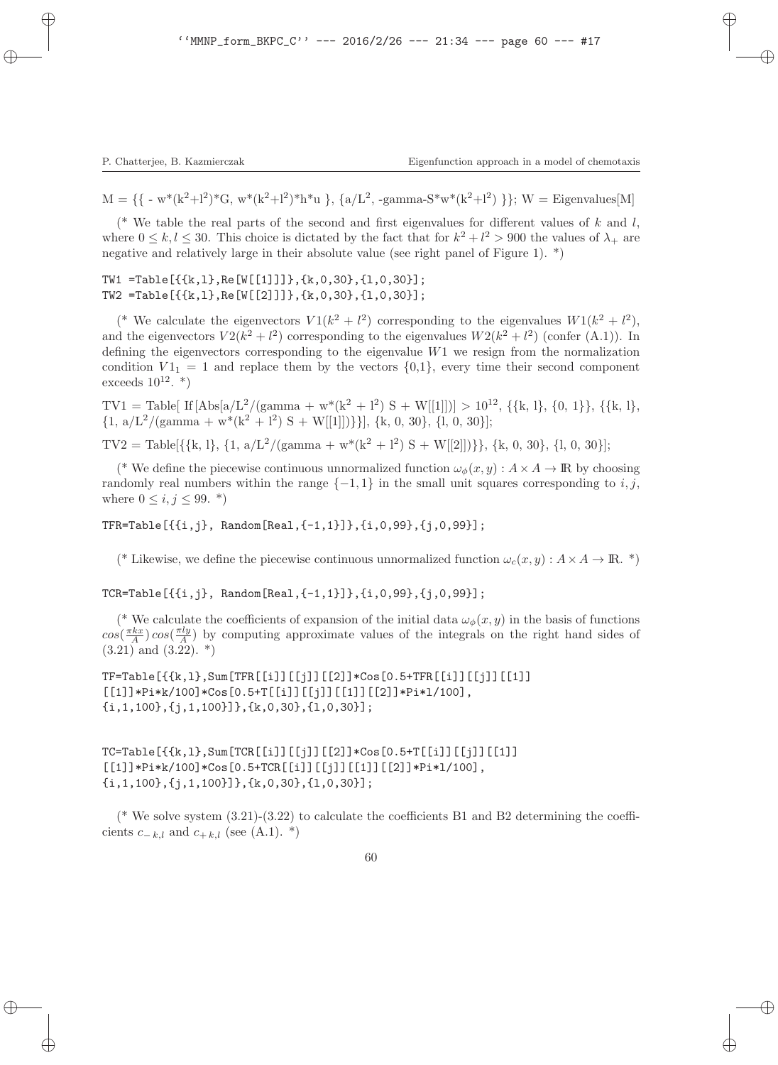```
M = {{ - w*(k^2+l^2)*G, w*(k^2+l^2)*h*u }, {a/L^2, -gamma-S*w*(k^2+l^2) }}; W = Eigenvalues[M]
```

(* We table the real parts of the second and first eigenvalues for different values of $k$ and $l$, where $0 \leq k, l \leq 30$. This choice is dictated by the fact that for $k^2 + l^2 > 900$ the values of $\lambda_+$ are negative and relatively large in their absolute value (see right panel of Figure 1). *)

```
TW1 =Table[{{k,l},Re[W[[1]]]},{k,0,30},{l,0,30}];
TW2 =Table[{{k,l},Re[W[[2]]]},{k,0,30},{l,0,30}];
```

(* We calculate the eigenvectors $V1(k^2 + l^2)$ corresponding to the eigenvalues $W1(k^2 + l^2)$, and the eigenvectors $V2(k^2 + l^2)$ corresponding to the eigenvalues $W2(k^2 + l^2)$ (confer (A.1)). In defining the eigenvectors corresponding to the eigenvalue $W1$ we resign from the normalization condition $V1_1 = 1$ and replace them by the vectors {0,1}, every time their second component exceeds $10^{12}$. *)

```
TV1 = Table[ If[Abs[a/L^2/(gamma + w*(k^2 + l^2) S + W[[1]])] > 10^12, {{k, l}, {0, 1}}, {{k, l},
{1, a/L^2/(gamma + w*(k^2 + l^2) S + W[[1]])}}], {k, 0, 30}, {l, 0, 30}];

TV2 = Table[{{k, l}, {1, a/L^2/(gamma + w*(k^2 + l^2) S + W[[2]])}}, {k, 0, 30}, {l, 0, 30}];
```

(* We define the piecewise continuous unnormalized function $\omega_\phi(x, y) : A \times A \to \mathbb{R}$ by choosing randomly real numbers within the range $\{-1, 1\}$ in the small unit squares corresponding to $i, j$, where $0 \leq i, j \leq 99$. *)

```
TFR=Table[{{i,j}, Random[Real,{-1,1}]},{i,0,99},{j,0,99}];
```

(* Likewise, we define the piecewise continuous unnormalized function $\omega_c(x, y) : A \times A \to \mathbb{R}$. *)

```
TCR=Table[{{i,j}, Random[Real,{-1,1}]},{i,0,99},{j,0,99}];
```

(* We calculate the coefficients of expansion of the initial data $\omega_\phi(x, y)$ in the basis of functions $cos(\frac{\pi k x}{A})\, cos(\frac{\pi l y}{A})$ by computing approximate values of the integrals on the right hand sides of (3.21) and (3.22). *)

```
TF=Table[{{k,l},Sum[TFR[[i]][[j]][[2]]*Cos[0.5+TFR[[i]][[j]][[1]]
[[1]]*Pi*k/100]*Cos[0.5+T[[i]][[j]][[1]][[2]]*Pi*l/100],
{i,1,100},{j,1,100}]},{k,0,30},{l,0,30}];


TC=Table[{{k,l},Sum[TCR[[i]][[j]][[2]]*Cos[0.5+T[[i]][[j]][[1]]
[[1]]*Pi*k/100]*Cos[0.5+TCR[[i]][[j]][[1]][[2]]*Pi*l/100],
{i,1,100},{j,1,100}]},{k,0,30},{l,0,30}];
```

(* We solve system (3.21)-(3.22) to calculate the coefficients B1 and B2 determining the coefficients $c_{-\,k,l}$ and $c_{+\,k,l}$ (see (A.1). *)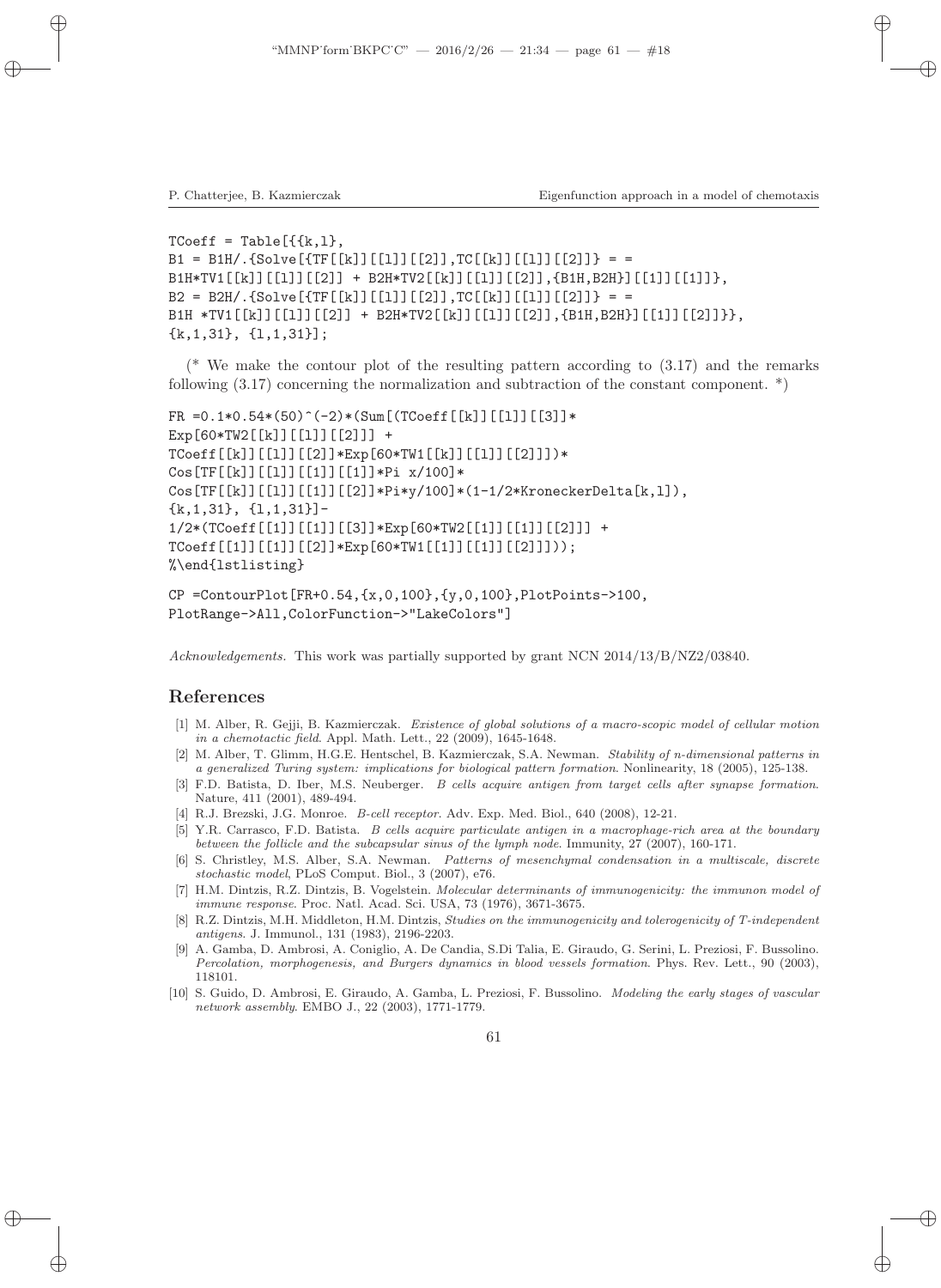```
TCoeff = Table[{{k,l},
B1 = B1H/.{Solve[{TF[[k]][[l]][[2]],TC[[k]][[l]][[2]]} = =
B1H*TV1[[k]][[l]][[2]] + B2H*TV2[[k]][[l]][[2]],{B1H,B2H}][[1]][[1]]},
B2 = B2H/.{Solve[{TF[[k]][[l]][[2]],TC[[k]][[l]][[2]]} = =
B1H *TV1[[k]][[l]][[2]] + B2H*TV2[[k]][[l]][[2]],{B1H,B2H}][[1]][[2]]}},
{k,1,31}, {l,1,31}];
```

(* We make the contour plot of the resulting pattern according to (3.17) and the remarks following (3.17) concerning the normalization and subtraction of the constant component. *)

```
FR =0.1*0.54*(50)^(-2)*(Sum[(TCoeff[[k]][[l]][[3]]*
Exp[60*TW2[[k]][[l]][[2]]] +
TCoeff[[k]][[l]][[2]]*Exp[60*TW1[[k]][[l]][[2]]])*
Cos[TF[[k]][[l]][[1]][[1]]*Pi x/100]*
Cos[TF[[k]][[l]][[1]][[2]]*Pi*y/100]*(1-1/2*KroneckerDelta[k,l]),
{k,1,31}, {l,1,31}]-
1/2*(TCoeff[[1]][[1]][[3]]*Exp[60*TW2[[1]][[1]][[2]]] +
TCoeff[[1]][[1]][[2]]*Exp[60*TW1[[1]][[1]][[2]]]));
%\end{lstlisting}

CP =ContourPlot[FR+0.54,{x,0,100},{y,0,100},PlotPoints->100,
PlotRange->All,ColorFunction->"LakeColors"]
```

*Acknowledgements.* This work was partially supported by grant NCN 2014/13/B/NZ2/03840.

## References

[1] M. Alber, R. Gejji, B. Kazmierczak. *Existence of global solutions of a macro-scopic model of cellular motion in a chemotactic field*. Appl. Math. Lett., 22 (2009), 1645-1648.

[2] M. Alber, T. Glimm, H.G.E. Hentschel, B. Kazmierczak, S.A. Newman. *Stability of n-dimensional patterns in a generalized Turing system: implications for biological pattern formation*. Nonlinearity, 18 (2005), 125-138.

[3] F.D. Batista, D. Iber, M.S. Neuberger. *B cells acquire antigen from target cells after synapse formation*. Nature, 411 (2001), 489-494.

[4] R.J. Brezski, J.G. Monroe. *B-cell receptor*. Adv. Exp. Med. Biol., 640 (2008), 12-21.

[5] Y.R. Carrasco, F.D. Batista. *B cells acquire particulate antigen in a macrophage-rich area at the boundary between the follicle and the subcapsular sinus of the lymph node*. Immunity, 27 (2007), 160-171.

[6] S. Christley, M.S. Alber, S.A. Newman. *Patterns of mesenchymal condensation in a multiscale, discrete stochastic model*, PLoS Comput. Biol., 3 (2007), e76.

[7] H.M. Dintzis, R.Z. Dintzis, B. Vogelstein. *Molecular determinants of immunogenicity: the immunon model of immune response*. Proc. Natl. Acad. Sci. USA, 73 (1976), 3671-3675.

[8] R.Z. Dintzis, M.H. Middleton, H.M. Dintzis, *Studies on the immunogenicity and tolerogenicity of T-independent antigens*. J. Immunol., 131 (1983), 2196-2203.

[9] A. Gamba, D. Ambrosi, A. Coniglio, A. De Candia, S.Di Talia, E. Giraudo, G. Serini, L. Preziosi, F. Bussolino. *Percolation, morphogenesis, and Burgers dynamics in blood vessels formation*. Phys. Rev. Lett., 90 (2003), 118101.

[10] S. Guido, D. Ambrosi, E. Giraudo, A. Gamba, L. Preziosi, F. Bussolino. *Modeling the early stages of vascular network assembly*. EMBO J., 22 (2003), 1771-1779.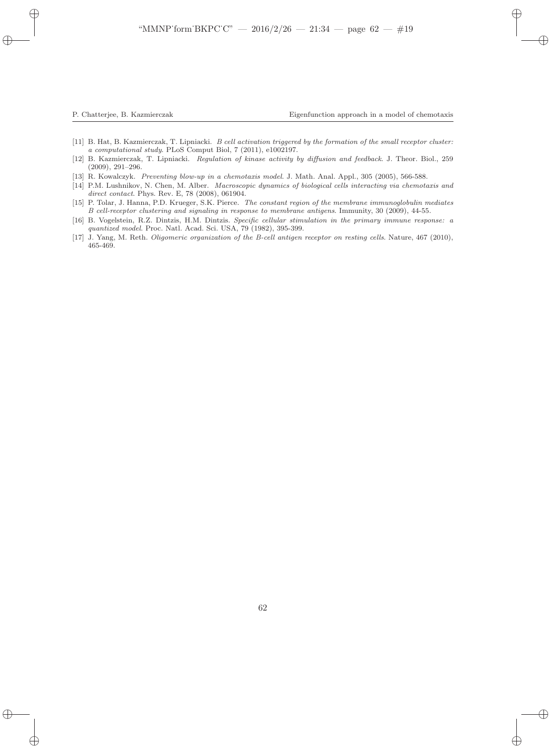[11] B. Hat, B. Kazmierczak, T. Lipniacki. *B cell activation triggered by the formation of the small receptor cluster: a computational study*. PLoS Comput Biol, 7 (2011), e1002197.

[12] B. Kazmierczak, T. Lipniacki. *Regulation of kinase activity by diffusion and feedback*. J. Theor. Biol., 259 (2009), 291–296.

[13] R. Kowalczyk. *Preventing blow-up in a chemotaxis model*. J. Math. Anal. Appl., 305 (2005), 566-588.

[14] P.M. Lushnikov, N. Chen, M. Alber. *Macroscopic dynamics of biological cells interacting via chemotaxis and direct contact*. Phys. Rev. E, 78 (2008), 061904.

[15] P. Tolar, J. Hanna, P.D. Krueger, S.K. Pierce. *The constant region of the membrane immunoglobulin mediates B cell-receptor clustering and signaling in response to membrane antigens*. Immunity, 30 (2009), 44-55.

[16] B. Vogelstein, R.Z. Dintzis, H.M. Dintzis. *Specific cellular stimulation in the primary immune response: a quantized model*. Proc. Natl. Acad. Sci. USA, 79 (1982), 395-399.

[17] J. Yang, M. Reth. *Oligomeric organization of the B-cell antigen receptor on resting cells*. Nature, 467 (2010), 465-469.